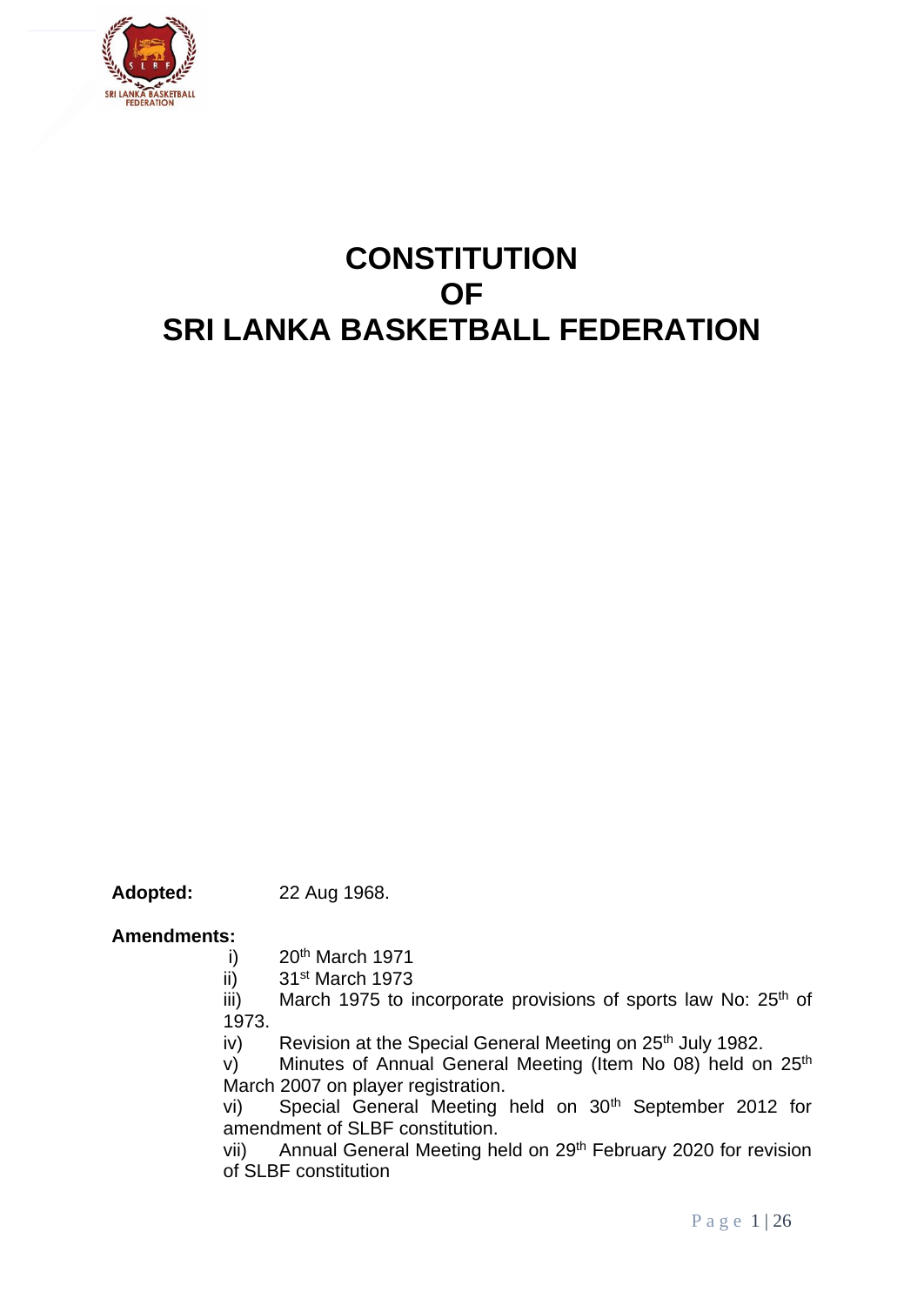# CONSTITUTION
# OF
# SRI LANKA BASKETBALL FEDERATION

**Adopted:** 22 Aug 1968.

**Amendments:**

i) 20th March 1971

ii) 31st March 1973

iii) March 1975 to incorporate provisions of sports law No: 25th of 1973.

iv) Revision at the Special General Meeting on 25th July 1982.

v) Minutes of Annual General Meeting (Item No 08) held on 25th March 2007 on player registration.

vi) Special General Meeting held on 30th September 2012 for amendment of SLBF constitution.

vii) Annual General Meeting held on 29th February 2020 for revision of SLBF constitution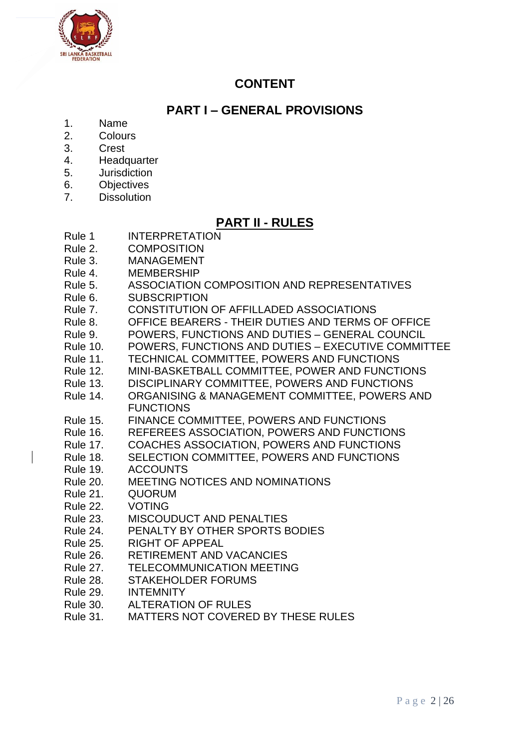# CONTENT

## PART I – GENERAL PROVISIONS

1. Name
2. Colours
3. Crest
4. Headquarter
5. Jurisdiction
6. Objectives
7. Dissolution

## PART II - RULES

Rule 1 INTERPRETATION
Rule 2. COMPOSITION
Rule 3. MANAGEMENT
Rule 4. MEMBERSHIP
Rule 5. ASSOCIATION COMPOSITION AND REPRESENTATIVES
Rule 6. SUBSCRIPTION
Rule 7. CONSTITUTION OF AFFILLADED ASSOCIATIONS
Rule 8. OFFICE BEARERS - THEIR DUTIES AND TERMS OF OFFICE
Rule 9. POWERS, FUNCTIONS AND DUTIES – GENERAL COUNCIL
Rule 10. POWERS, FUNCTIONS AND DUTIES – EXECUTIVE COMMITTEE
Rule 11. TECHNICAL COMMITTEE, POWERS AND FUNCTIONS
Rule 12. MINI-BASKETBALL COMMITTEE, POWER AND FUNCTIONS
Rule 13. DISCIPLINARY COMMITTEE, POWERS AND FUNCTIONS
Rule 14. ORGANISING & MANAGEMENT COMMITTEE, POWERS AND FUNCTIONS
Rule 15. FINANCE COMMITTEE, POWERS AND FUNCTIONS
Rule 16. REFEREES ASSOCIATION, POWERS AND FUNCTIONS
Rule 17. COACHES ASSOCIATION, POWERS AND FUNCTIONS
Rule 18. SELECTION COMMITTEE, POWERS AND FUNCTIONS
Rule 19. ACCOUNTS
Rule 20. MEETING NOTICES AND NOMINATIONS
Rule 21. QUORUM
Rule 22. VOTING
Rule 23. MISCOUDUCT AND PENALTIES
Rule 24. PENALTY BY OTHER SPORTS BODIES
Rule 25. RIGHT OF APPEAL
Rule 26. RETIREMENT AND VACANCIES
Rule 27. TELECOMMUNICATION MEETING
Rule 28. STAKEHOLDER FORUMS
Rule 29. INTEMNITY
Rule 30. ALTERATION OF RULES
Rule 31. MATTERS NOT COVERED BY THESE RULES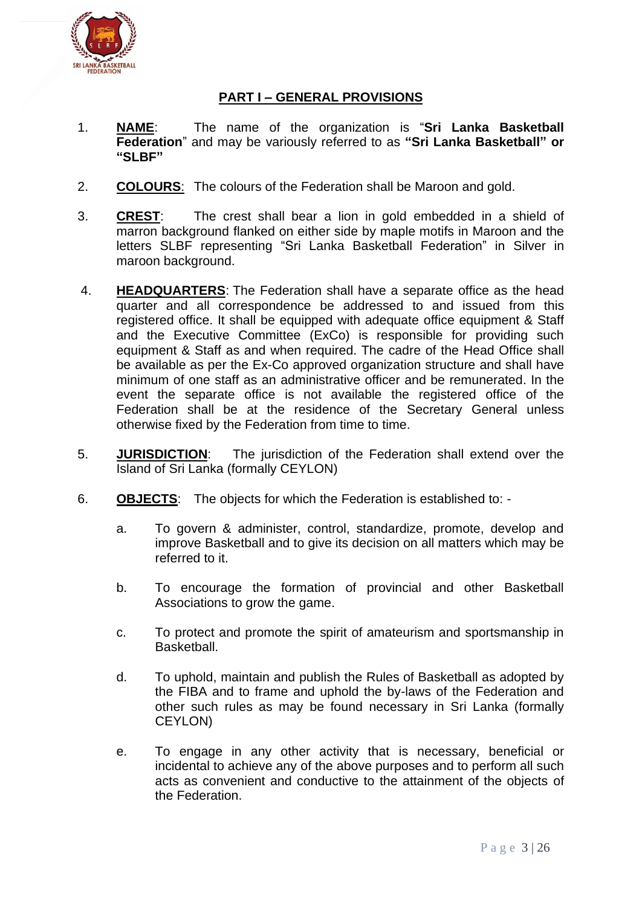## PART I – GENERAL PROVISIONS

1. **NAME**: The name of the organization is "**Sri Lanka Basketball Federation**" and may be variously referred to as **"Sri Lanka Basketball" or "SLBF"**

2. **COLOURS**: The colours of the Federation shall be Maroon and gold.

3. **CREST**: The crest shall bear a lion in gold embedded in a shield of marron background flanked on either side by maple motifs in Maroon and the letters SLBF representing "Sri Lanka Basketball Federation" in Silver in maroon background.

4. **HEADQUARTERS**: The Federation shall have a separate office as the head quarter and all correspondence be addressed to and issued from this registered office. It shall be equipped with adequate office equipment & Staff and the Executive Committee (ExCo) is responsible for providing such equipment & Staff as and when required. The cadre of the Head Office shall be available as per the Ex-Co approved organization structure and shall have minimum of one staff as an administrative officer and be remunerated. In the event the separate office is not available the registered office of the Federation shall be at the residence of the Secretary General unless otherwise fixed by the Federation from time to time.

5. **JURISDICTION**: The jurisdiction of the Federation shall extend over the Island of Sri Lanka (formally CEYLON)

6. **OBJECTS**: The objects for which the Federation is established to: -

   a. To govern & administer, control, standardize, promote, develop and improve Basketball and to give its decision on all matters which may be referred to it.

   b. To encourage the formation of provincial and other Basketball Associations to grow the game.

   c. To protect and promote the spirit of amateurism and sportsmanship in Basketball.

   d. To uphold, maintain and publish the Rules of Basketball as adopted by the FIBA and to frame and uphold the by-laws of the Federation and other such rules as may be found necessary in Sri Lanka (formally CEYLON)

   e. To engage in any other activity that is necessary, beneficial or incidental to achieve any of the above purposes and to perform all such acts as convenient and conductive to the attainment of the objects of the Federation.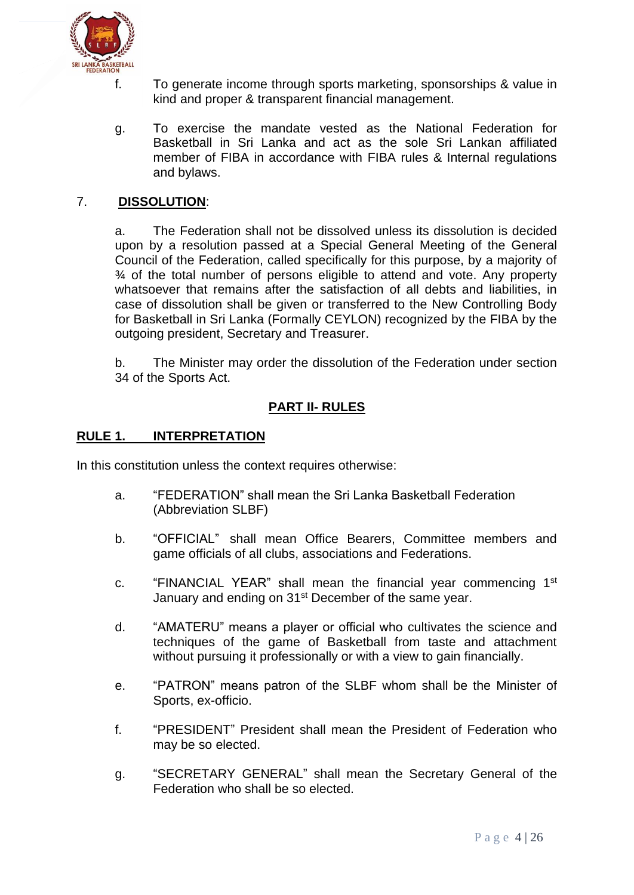f. To generate income through sports marketing, sponsorships & value in kind and proper & transparent financial management.

g. To exercise the mandate vested as the National Federation for Basketball in Sri Lanka and act as the sole Sri Lankan affiliated member of FIBA in accordance with FIBA rules & Internal regulations and bylaws.

## 7. **DISSOLUTION**:

a. The Federation shall not be dissolved unless its dissolution is decided upon by a resolution passed at a Special General Meeting of the General Council of the Federation, called specifically for this purpose, by a majority of ¾ of the total number of persons eligible to attend and vote. Any property whatsoever that remains after the satisfaction of all debts and liabilities, in case of dissolution shall be given or transferred to the New Controlling Body for Basketball in Sri Lanka (Formally CEYLON) recognized by the FIBA by the outgoing president, Secretary and Treasurer.

b. The Minister may order the dissolution of the Federation under section 34 of the Sports Act.

## **PART II- RULES**

### **RULE 1. INTERPRETATION**

In this constitution unless the context requires otherwise:

a. "FEDERATION" shall mean the Sri Lanka Basketball Federation (Abbreviation SLBF)

b. "OFFICIAL" shall mean Office Bearers, Committee members and game officials of all clubs, associations and Federations.

c. "FINANCIAL YEAR" shall mean the financial year commencing 1st January and ending on 31st December of the same year.

d. "AMATERU" means a player or official who cultivates the science and techniques of the game of Basketball from taste and attachment without pursuing it professionally or with a view to gain financially.

e. "PATRON" means patron of the SLBF whom shall be the Minister of Sports, ex-officio.

f. "PRESIDENT" President shall mean the President of Federation who may be so elected.

g. "SECRETARY GENERAL" shall mean the Secretary General of the Federation who shall be so elected.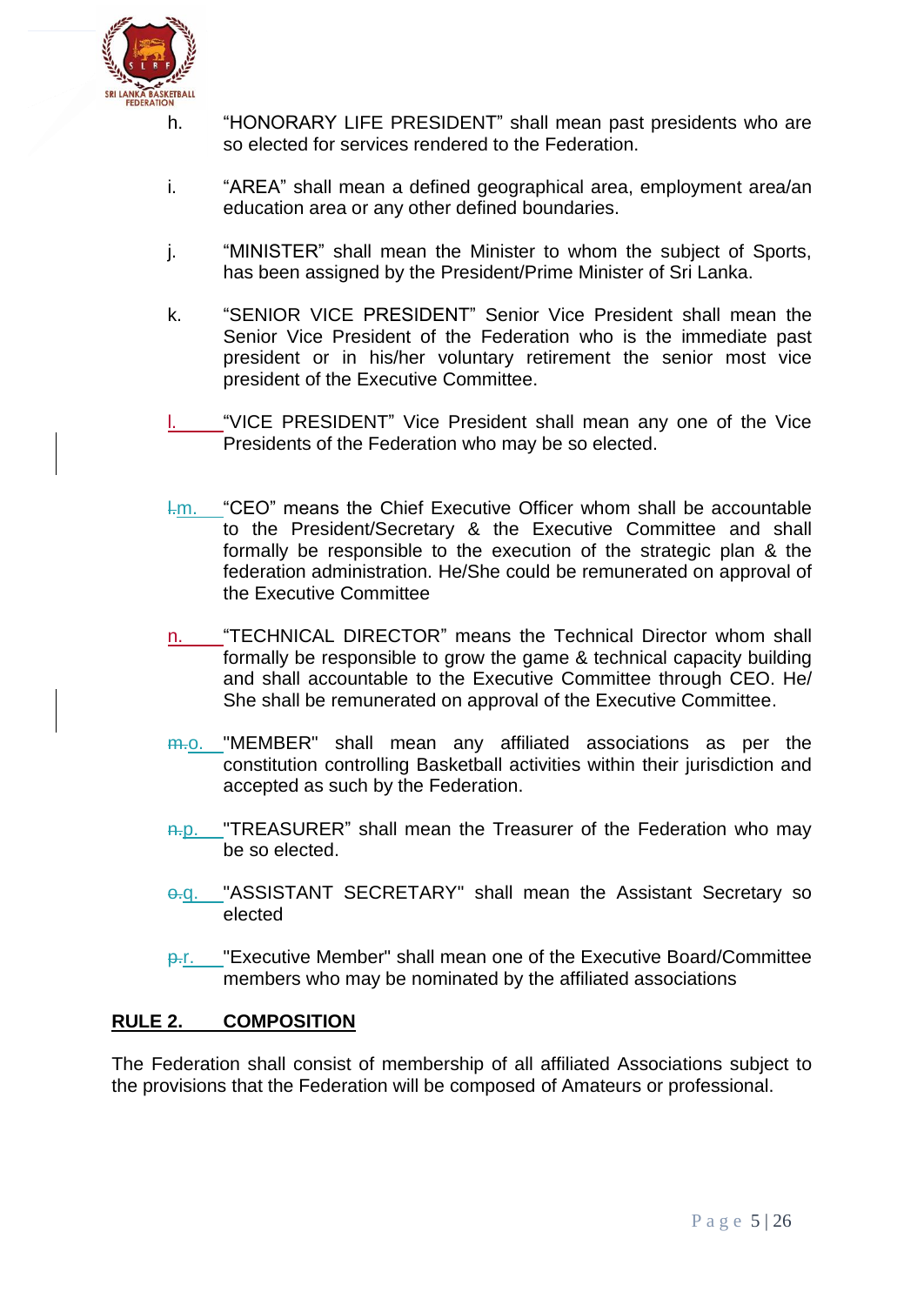h. "HONORARY LIFE PRESIDENT" shall mean past presidents who are so elected for services rendered to the Federation.

i. "AREA" shall mean a defined geographical area, employment area/an education area or any other defined boundaries.

j. "MINISTER" shall mean the Minister to whom the subject of Sports, has been assigned by the President/Prime Minister of Sri Lanka.

k. "SENIOR VICE PRESIDENT" Senior Vice President shall mean the Senior Vice President of the Federation who is the immediate past president or in his/her voluntary retirement the senior most vice president of the Executive Committee.

l. "VICE PRESIDENT" Vice President shall mean any one of the Vice Presidents of the Federation who may be so elected.

l.m. "CEO" means the Chief Executive Officer whom shall be accountable to the President/Secretary & the Executive Committee and shall formally be responsible to the execution of the strategic plan & the federation administration. He/She could be remunerated on approval of the Executive Committee

n. "TECHNICAL DIRECTOR" means the Technical Director whom shall formally be responsible to grow the game & technical capacity building and shall accountable to the Executive Committee through CEO. He/ She shall be remunerated on approval of the Executive Committee.

m.o. "MEMBER" shall mean any affiliated associations as per the constitution controlling Basketball activities within their jurisdiction and accepted as such by the Federation.

n.p. "TREASURER" shall mean the Treasurer of the Federation who may be so elected.

o.q. "ASSISTANT SECRETARY" shall mean the Assistant Secretary so elected

p.r. "Executive Member" shall mean one of the Executive Board/Committee members who may be nominated by the affiliated associations

## RULE 2. COMPOSITION

The Federation shall consist of membership of all affiliated Associations subject to the provisions that the Federation will be composed of Amateurs or professional.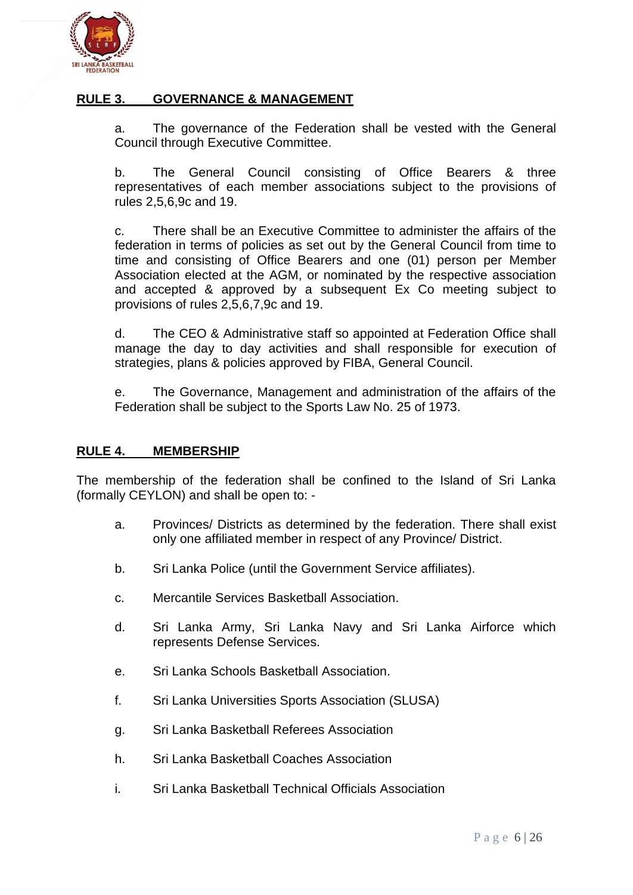## RULE 3. GOVERNANCE & MANAGEMENT

a. The governance of the Federation shall be vested with the General Council through Executive Committee.

b. The General Council consisting of Office Bearers & three representatives of each member associations subject to the provisions of rules 2,5,6,9c and 19.

c. There shall be an Executive Committee to administer the affairs of the federation in terms of policies as set out by the General Council from time to time and consisting of Office Bearers and one (01) person per Member Association elected at the AGM, or nominated by the respective association and accepted & approved by a subsequent Ex Co meeting subject to provisions of rules 2,5,6,7,9c and 19.

d. The CEO & Administrative staff so appointed at Federation Office shall manage the day to day activities and shall responsible for execution of strategies, plans & policies approved by FIBA, General Council.

e. The Governance, Management and administration of the affairs of the Federation shall be subject to the Sports Law No. 25 of 1973.

## RULE 4. MEMBERSHIP

The membership of the federation shall be confined to the Island of Sri Lanka (formally CEYLON) and shall be open to: -

a. Provinces/ Districts as determined by the federation. There shall exist only one affiliated member in respect of any Province/ District.

b. Sri Lanka Police (until the Government Service affiliates).

c. Mercantile Services Basketball Association.

d. Sri Lanka Army, Sri Lanka Navy and Sri Lanka Airforce which represents Defense Services.

e. Sri Lanka Schools Basketball Association.

f. Sri Lanka Universities Sports Association (SLUSA)

g. Sri Lanka Basketball Referees Association

h. Sri Lanka Basketball Coaches Association

i. Sri Lanka Basketball Technical Officials Association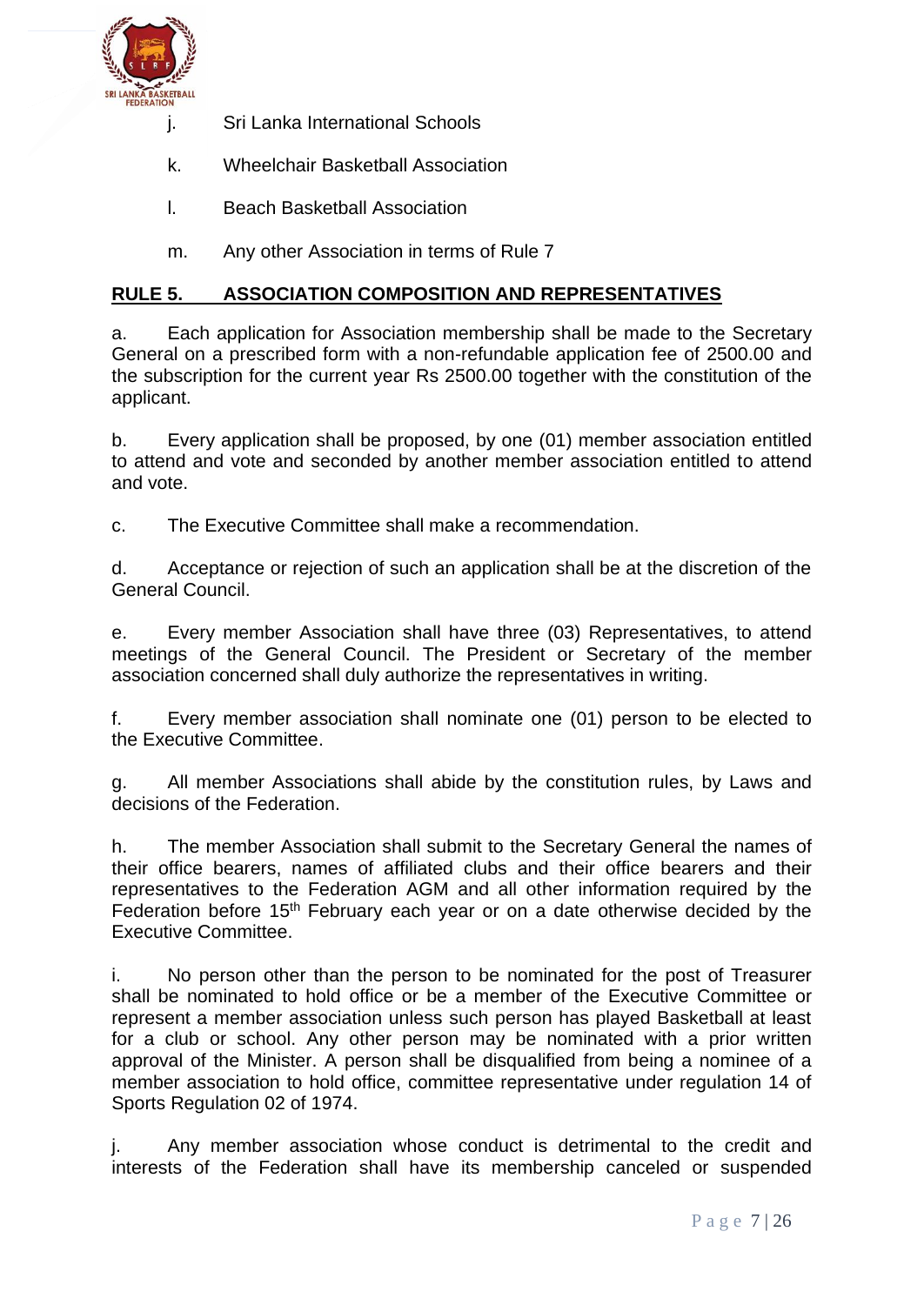j. Sri Lanka International Schools

k. Wheelchair Basketball Association

l. Beach Basketball Association

m. Any other Association in terms of Rule 7

**RULE 5. ASSOCIATION COMPOSITION AND REPRESENTATIVES**

a. Each application for Association membership shall be made to the Secretary General on a prescribed form with a non-refundable application fee of 2500.00 and the subscription for the current year Rs 2500.00 together with the constitution of the applicant.

b. Every application shall be proposed, by one (01) member association entitled to attend and vote and seconded by another member association entitled to attend and vote.

c. The Executive Committee shall make a recommendation.

d. Acceptance or rejection of such an application shall be at the discretion of the General Council.

e. Every member Association shall have three (03) Representatives, to attend meetings of the General Council. The President or Secretary of the member association concerned shall duly authorize the representatives in writing.

f. Every member association shall nominate one (01) person to be elected to the Executive Committee.

g. All member Associations shall abide by the constitution rules, by Laws and decisions of the Federation.

h. The member Association shall submit to the Secretary General the names of their office bearers, names of affiliated clubs and their office bearers and their representatives to the Federation AGM and all other information required by the Federation before 15th February each year or on a date otherwise decided by the Executive Committee.

i. No person other than the person to be nominated for the post of Treasurer shall be nominated to hold office or be a member of the Executive Committee or represent a member association unless such person has played Basketball at least for a club or school. Any other person may be nominated with a prior written approval of the Minister. A person shall be disqualified from being a nominee of a member association to hold office, committee representative under regulation 14 of Sports Regulation 02 of 1974.

j. Any member association whose conduct is detrimental to the credit and interests of the Federation shall have its membership canceled or suspended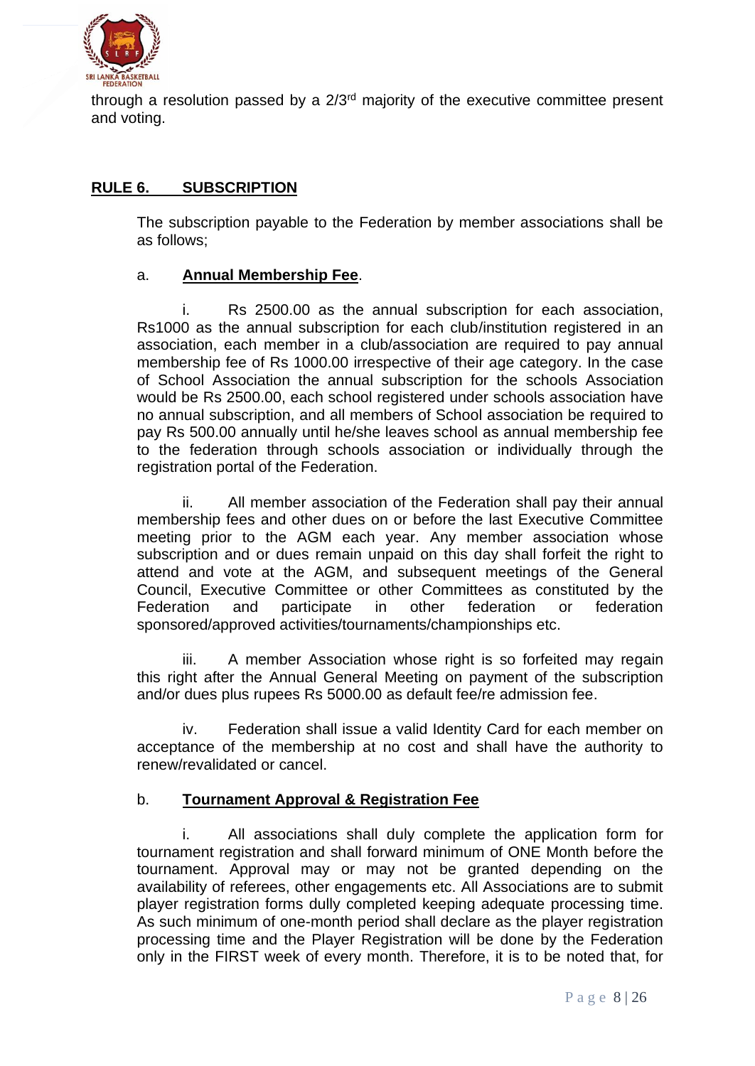through a resolution passed by a 2/3rd majority of the executive committee present and voting.

## RULE 6. SUBSCRIPTION

The subscription payable to the Federation by member associations shall be as follows;

a. **Annual Membership Fee**.

i. Rs 2500.00 as the annual subscription for each association, Rs1000 as the annual subscription for each club/institution registered in an association, each member in a club/association are required to pay annual membership fee of Rs 1000.00 irrespective of their age category. In the case of School Association the annual subscription for the schools Association would be Rs 2500.00, each school registered under schools association have no annual subscription, and all members of School association be required to pay Rs 500.00 annually until he/she leaves school as annual membership fee to the federation through schools association or individually through the registration portal of the Federation.

ii. All member association of the Federation shall pay their annual membership fees and other dues on or before the last Executive Committee meeting prior to the AGM each year. Any member association whose subscription and or dues remain unpaid on this day shall forfeit the right to attend and vote at the AGM, and subsequent meetings of the General Council, Executive Committee or other Committees as constituted by the Federation and participate in other federation or federation sponsored/approved activities/tournaments/championships etc.

iii. A member Association whose right is so forfeited may regain this right after the Annual General Meeting on payment of the subscription and/or dues plus rupees Rs 5000.00 as default fee/re admission fee.

iv. Federation shall issue a valid Identity Card for each member on acceptance of the membership at no cost and shall have the authority to renew/revalidated or cancel.

b. **Tournament Approval & Registration Fee**

i. All associations shall duly complete the application form for tournament registration and shall forward minimum of ONE Month before the tournament. Approval may or may not be granted depending on the availability of referees, other engagements etc. All Associations are to submit player registration forms dully completed keeping adequate processing time. As such minimum of one-month period shall declare as the player registration processing time and the Player Registration will be done by the Federation only in the FIRST week of every month. Therefore, it is to be noted that, for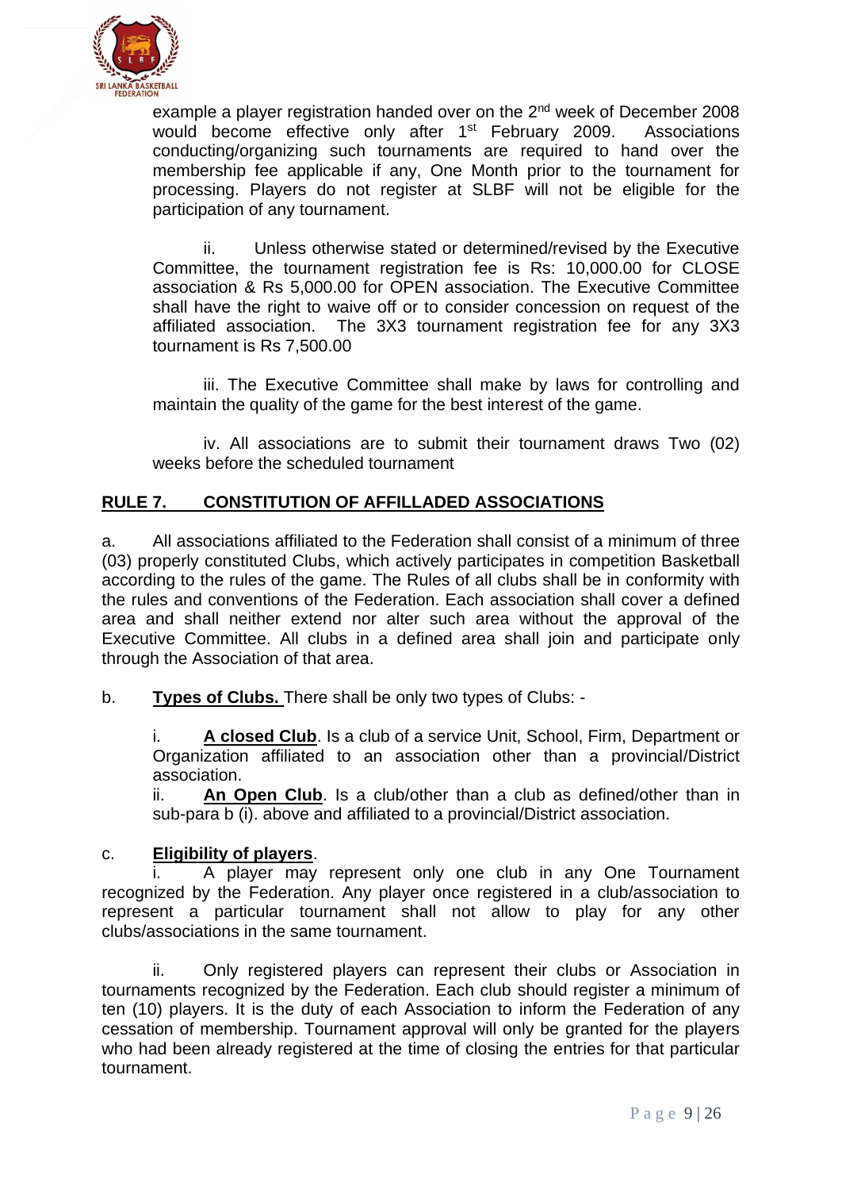example a player registration handed over on the 2nd week of December 2008 would become effective only after 1st February 2009. Associations conducting/organizing such tournaments are required to hand over the membership fee applicable if any, One Month prior to the tournament for processing. Players do not register at SLBF will not be eligible for the participation of any tournament.

ii. Unless otherwise stated or determined/revised by the Executive Committee, the tournament registration fee is Rs: 10,000.00 for CLOSE association & Rs 5,000.00 for OPEN association. The Executive Committee shall have the right to waive off or to consider concession on request of the affiliated association. The 3X3 tournament registration fee for any 3X3 tournament is Rs 7,500.00

iii. The Executive Committee shall make by laws for controlling and maintain the quality of the game for the best interest of the game.

iv. All associations are to submit their tournament draws Two (02) weeks before the scheduled tournament

## RULE 7. CONSTITUTION OF AFFILLADED ASSOCIATIONS

a. All associations affiliated to the Federation shall consist of a minimum of three (03) properly constituted Clubs, which actively participates in competition Basketball according to the rules of the game. The Rules of all clubs shall be in conformity with the rules and conventions of the Federation. Each association shall cover a defined area and shall neither extend nor alter such area without the approval of the Executive Committee. All clubs in a defined area shall join and participate only through the Association of that area.

b. **Types of Clubs.** There shall be only two types of Clubs: -

i. **A closed Club**. Is a club of a service Unit, School, Firm, Department or Organization affiliated to an association other than a provincial/District association.

ii. **An Open Club**. Is a club/other than a club as defined/other than in sub-para b (i). above and affiliated to a provincial/District association.

c. **Eligibility of players**.

i. A player may represent only one club in any One Tournament recognized by the Federation. Any player once registered in a club/association to represent a particular tournament shall not allow to play for any other clubs/associations in the same tournament.

ii. Only registered players can represent their clubs or Association in tournaments recognized by the Federation. Each club should register a minimum of ten (10) players. It is the duty of each Association to inform the Federation of any cessation of membership. Tournament approval will only be granted for the players who had been already registered at the time of closing the entries for that particular tournament.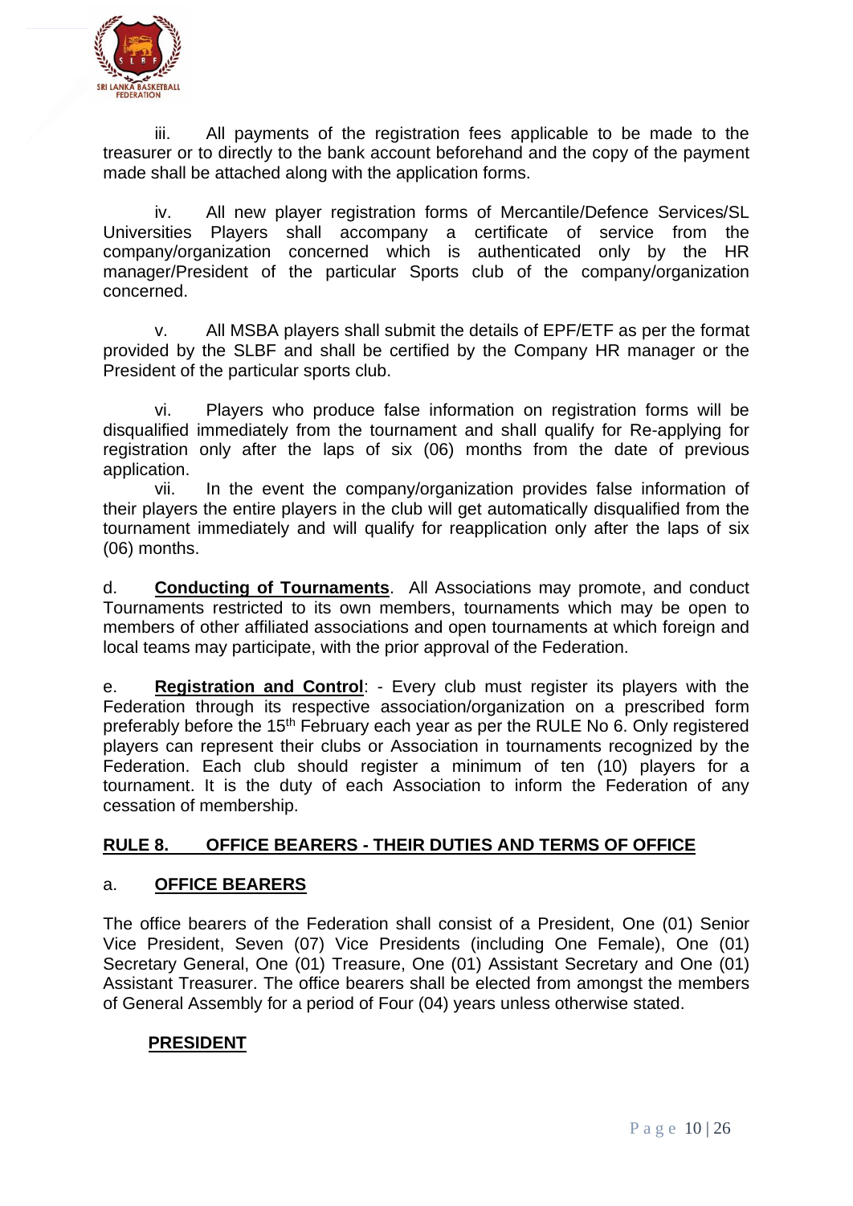iii. All payments of the registration fees applicable to be made to the treasurer or to directly to the bank account beforehand and the copy of the payment made shall be attached along with the application forms.

iv. All new player registration forms of Mercantile/Defence Services/SL Universities Players shall accompany a certificate of service from the company/organization concerned which is authenticated only by the HR manager/President of the particular Sports club of the company/organization concerned.

v. All MSBA players shall submit the details of EPF/ETF as per the format provided by the SLBF and shall be certified by the Company HR manager or the President of the particular sports club.

vi. Players who produce false information on registration forms will be disqualified immediately from the tournament and shall qualify for Re-applying for registration only after the laps of six (06) months from the date of previous application.

vii. In the event the company/organization provides false information of their players the entire players in the club will get automatically disqualified from the tournament immediately and will qualify for reapplication only after the laps of six (06) months.

d. **Conducting of Tournaments**. All Associations may promote, and conduct Tournaments restricted to its own members, tournaments which may be open to members of other affiliated associations and open tournaments at which foreign and local teams may participate, with the prior approval of the Federation.

e. **Registration and Control**: - Every club must register its players with the Federation through its respective association/organization on a prescribed form preferably before the 15th February each year as per the RULE No 6. Only registered players can represent their clubs or Association in tournaments recognized by the Federation. Each club should register a minimum of ten (10) players for a tournament. It is the duty of each Association to inform the Federation of any cessation of membership.

## RULE 8. OFFICE BEARERS - THEIR DUTIES AND TERMS OF OFFICE

### a. OFFICE BEARERS

The office bearers of the Federation shall consist of a President, One (01) Senior Vice President, Seven (07) Vice Presidents (including One Female), One (01) Secretary General, One (01) Treasure, One (01) Assistant Secretary and One (01) Assistant Treasurer. The office bearers shall be elected from amongst the members of General Assembly for a period of Four (04) years unless otherwise stated.

#### PRESIDENT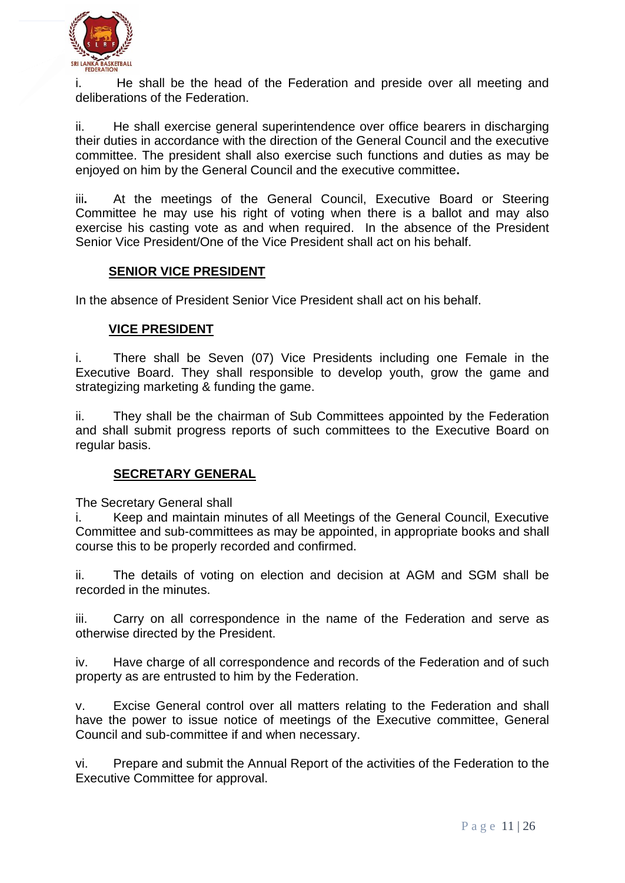i. He shall be the head of the Federation and preside over all meeting and deliberations of the Federation.

ii. He shall exercise general superintendence over office bearers in discharging their duties in accordance with the direction of the General Council and the executive committee. The president shall also exercise such functions and duties as may be enjoyed on him by the General Council and the executive committee**.**

iii**.** At the meetings of the General Council, Executive Board or Steering Committee he may use his right of voting when there is a ballot and may also exercise his casting vote as and when required. In the absence of the President Senior Vice President/One of the Vice President shall act on his behalf.

## SENIOR VICE PRESIDENT

In the absence of President Senior Vice President shall act on his behalf.

## VICE PRESIDENT

i. There shall be Seven (07) Vice Presidents including one Female in the Executive Board. They shall responsible to develop youth, grow the game and strategizing marketing & funding the game.

ii. They shall be the chairman of Sub Committees appointed by the Federation and shall submit progress reports of such committees to the Executive Board on regular basis.

## SECRETARY GENERAL

The Secretary General shall

i. Keep and maintain minutes of all Meetings of the General Council, Executive Committee and sub-committees as may be appointed, in appropriate books and shall course this to be properly recorded and confirmed.

ii. The details of voting on election and decision at AGM and SGM shall be recorded in the minutes.

iii. Carry on all correspondence in the name of the Federation and serve as otherwise directed by the President.

iv. Have charge of all correspondence and records of the Federation and of such property as are entrusted to him by the Federation.

v. Excise General control over all matters relating to the Federation and shall have the power to issue notice of meetings of the Executive committee, General Council and sub-committee if and when necessary.

vi. Prepare and submit the Annual Report of the activities of the Federation to the Executive Committee for approval.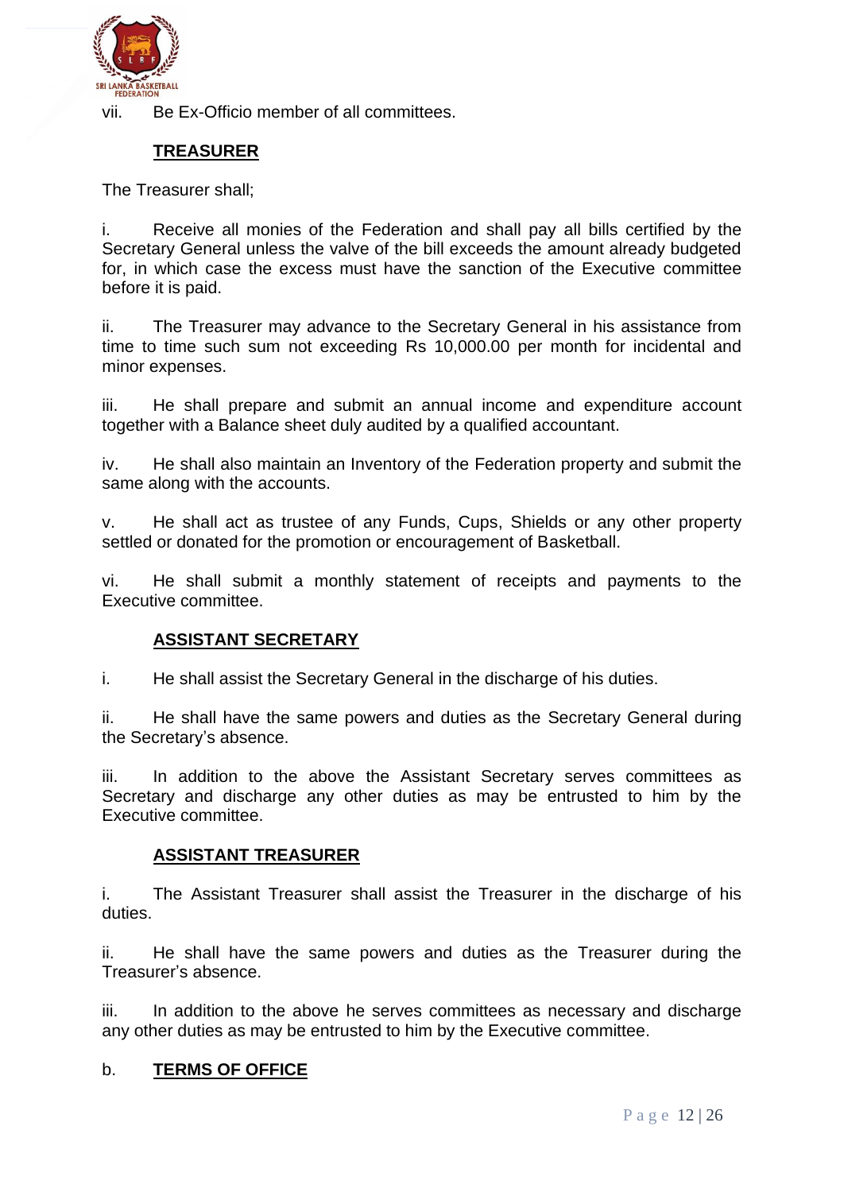vii. Be Ex-Officio member of all committees.

**TREASURER**

The Treasurer shall;

i. Receive all monies of the Federation and shall pay all bills certified by the Secretary General unless the valve of the bill exceeds the amount already budgeted for, in which case the excess must have the sanction of the Executive committee before it is paid.

ii. The Treasurer may advance to the Secretary General in his assistance from time to time such sum not exceeding Rs 10,000.00 per month for incidental and minor expenses.

iii. He shall prepare and submit an annual income and expenditure account together with a Balance sheet duly audited by a qualified accountant.

iv. He shall also maintain an Inventory of the Federation property and submit the same along with the accounts.

v. He shall act as trustee of any Funds, Cups, Shields or any other property settled or donated for the promotion or encouragement of Basketball.

vi. He shall submit a monthly statement of receipts and payments to the Executive committee.

**ASSISTANT SECRETARY**

i. He shall assist the Secretary General in the discharge of his duties.

ii. He shall have the same powers and duties as the Secretary General during the Secretary's absence.

iii. In addition to the above the Assistant Secretary serves committees as Secretary and discharge any other duties as may be entrusted to him by the Executive committee.

**ASSISTANT TREASURER**

i. The Assistant Treasurer shall assist the Treasurer in the discharge of his duties.

ii. He shall have the same powers and duties as the Treasurer during the Treasurer's absence.

iii. In addition to the above he serves committees as necessary and discharge any other duties as may be entrusted to him by the Executive committee.

b. **TERMS OF OFFICE**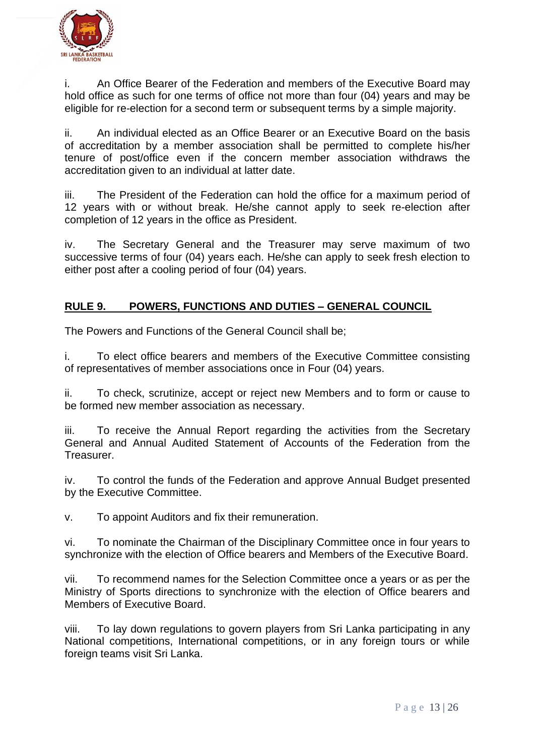i. An Office Bearer of the Federation and members of the Executive Board may hold office as such for one terms of office not more than four (04) years and may be eligible for re-election for a second term or subsequent terms by a simple majority.

ii. An individual elected as an Office Bearer or an Executive Board on the basis of accreditation by a member association shall be permitted to complete his/her tenure of post/office even if the concern member association withdraws the accreditation given to an individual at latter date.

iii. The President of the Federation can hold the office for a maximum period of 12 years with or without break. He/she cannot apply to seek re-election after completion of 12 years in the office as President.

iv. The Secretary General and the Treasurer may serve maximum of two successive terms of four (04) years each. He/she can apply to seek fresh election to either post after a cooling period of four (04) years.

## RULE 9. POWERS, FUNCTIONS AND DUTIES – GENERAL COUNCIL

The Powers and Functions of the General Council shall be;

i. To elect office bearers and members of the Executive Committee consisting of representatives of member associations once in Four (04) years.

ii. To check, scrutinize, accept or reject new Members and to form or cause to be formed new member association as necessary.

iii. To receive the Annual Report regarding the activities from the Secretary General and Annual Audited Statement of Accounts of the Federation from the Treasurer.

iv. To control the funds of the Federation and approve Annual Budget presented by the Executive Committee.

v. To appoint Auditors and fix their remuneration.

vi. To nominate the Chairman of the Disciplinary Committee once in four years to synchronize with the election of Office bearers and Members of the Executive Board.

vii. To recommend names for the Selection Committee once a years or as per the Ministry of Sports directions to synchronize with the election of Office bearers and Members of Executive Board.

viii. To lay down regulations to govern players from Sri Lanka participating in any National competitions, International competitions, or in any foreign tours or while foreign teams visit Sri Lanka.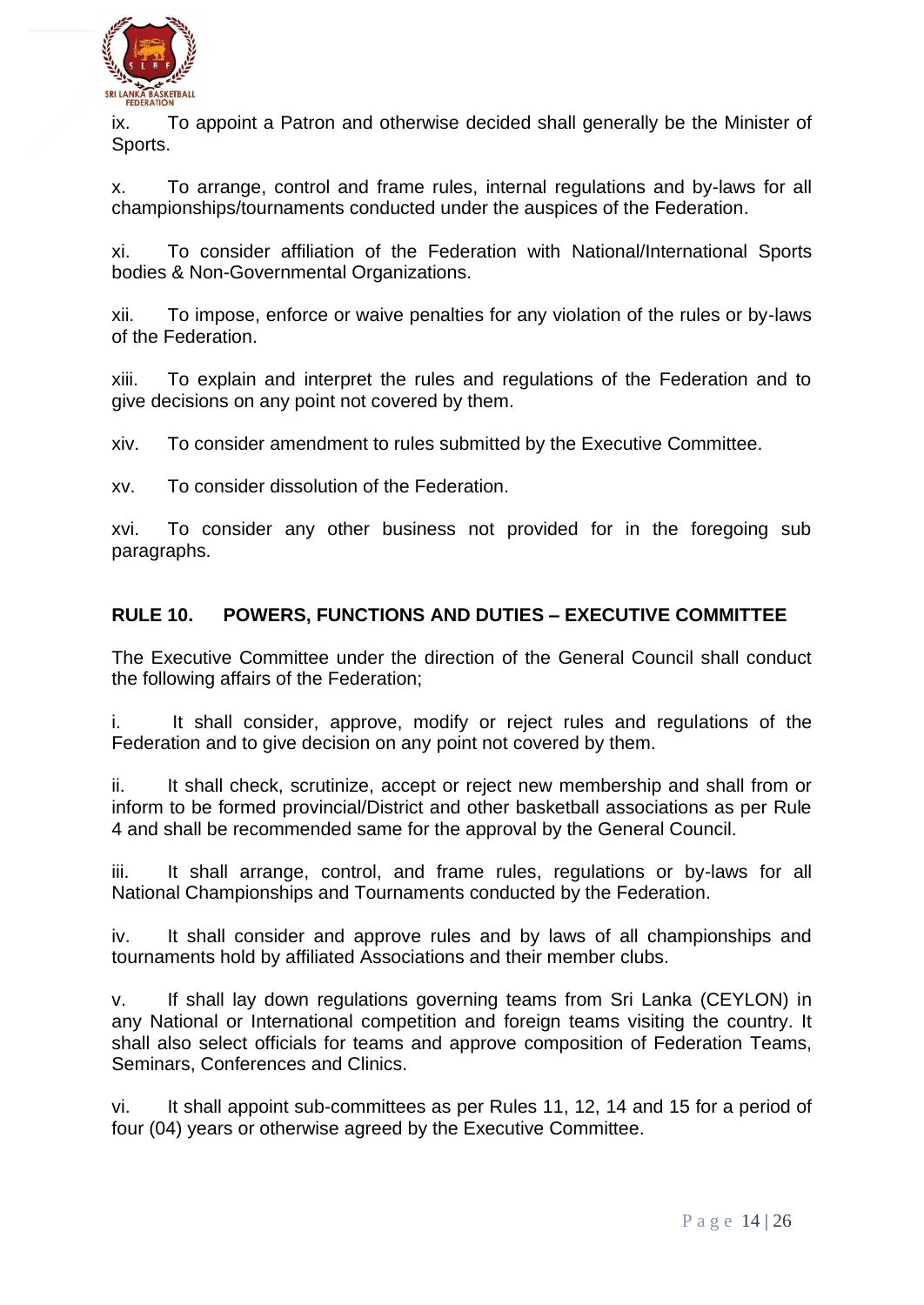ix. To appoint a Patron and otherwise decided shall generally be the Minister of Sports.

x. To arrange, control and frame rules, internal regulations and by-laws for all championships/tournaments conducted under the auspices of the Federation.

xi. To consider affiliation of the Federation with National/International Sports bodies & Non-Governmental Organizations.

xii. To impose, enforce or waive penalties for any violation of the rules or by-laws of the Federation.

xiii. To explain and interpret the rules and regulations of the Federation and to give decisions on any point not covered by them.

xiv. To consider amendment to rules submitted by the Executive Committee.

xv. To consider dissolution of the Federation.

xvi. To consider any other business not provided for in the foregoing sub paragraphs.

## RULE 10. POWERS, FUNCTIONS AND DUTIES – EXECUTIVE COMMITTEE

The Executive Committee under the direction of the General Council shall conduct the following affairs of the Federation;

i. It shall consider, approve, modify or reject rules and regulations of the Federation and to give decision on any point not covered by them.

ii. It shall check, scrutinize, accept or reject new membership and shall from or inform to be formed provincial/District and other basketball associations as per Rule 4 and shall be recommended same for the approval by the General Council.

iii. It shall arrange, control, and frame rules, regulations or by-laws for all National Championships and Tournaments conducted by the Federation.

iv. It shall consider and approve rules and by laws of all championships and tournaments hold by affiliated Associations and their member clubs.

v. If shall lay down regulations governing teams from Sri Lanka (CEYLON) in any National or International competition and foreign teams visiting the country. It shall also select officials for teams and approve composition of Federation Teams, Seminars, Conferences and Clinics.

vi. It shall appoint sub-committees as per Rules 11, 12, 14 and 15 for a period of four (04) years or otherwise agreed by the Executive Committee.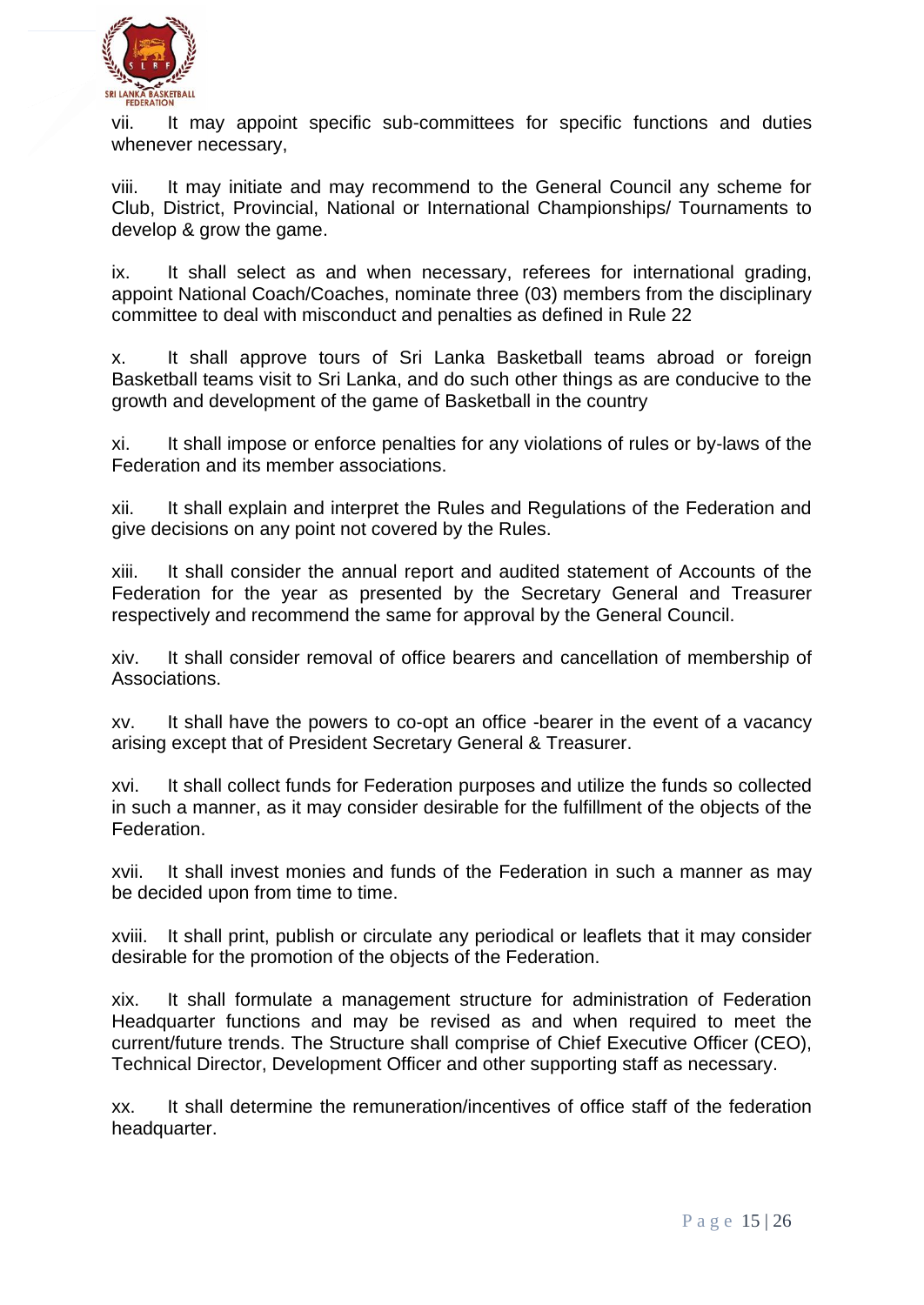vii. It may appoint specific sub-committees for specific functions and duties whenever necessary,

viii. It may initiate and may recommend to the General Council any scheme for Club, District, Provincial, National or International Championships/ Tournaments to develop & grow the game.

ix. It shall select as and when necessary, referees for international grading, appoint National Coach/Coaches, nominate three (03) members from the disciplinary committee to deal with misconduct and penalties as defined in Rule 22

x. It shall approve tours of Sri Lanka Basketball teams abroad or foreign Basketball teams visit to Sri Lanka, and do such other things as are conducive to the growth and development of the game of Basketball in the country

xi. It shall impose or enforce penalties for any violations of rules or by-laws of the Federation and its member associations.

xii. It shall explain and interpret the Rules and Regulations of the Federation and give decisions on any point not covered by the Rules.

xiii. It shall consider the annual report and audited statement of Accounts of the Federation for the year as presented by the Secretary General and Treasurer respectively and recommend the same for approval by the General Council.

xiv. It shall consider removal of office bearers and cancellation of membership of Associations.

xv. It shall have the powers to co-opt an office -bearer in the event of a vacancy arising except that of President Secretary General & Treasurer.

xvi. It shall collect funds for Federation purposes and utilize the funds so collected in such a manner, as it may consider desirable for the fulfillment of the objects of the Federation.

xvii. It shall invest monies and funds of the Federation in such a manner as may be decided upon from time to time.

xviii. It shall print, publish or circulate any periodical or leaflets that it may consider desirable for the promotion of the objects of the Federation.

xix. It shall formulate a management structure for administration of Federation Headquarter functions and may be revised as and when required to meet the current/future trends. The Structure shall comprise of Chief Executive Officer (CEO), Technical Director, Development Officer and other supporting staff as necessary.

xx. It shall determine the remuneration/incentives of office staff of the federation headquarter.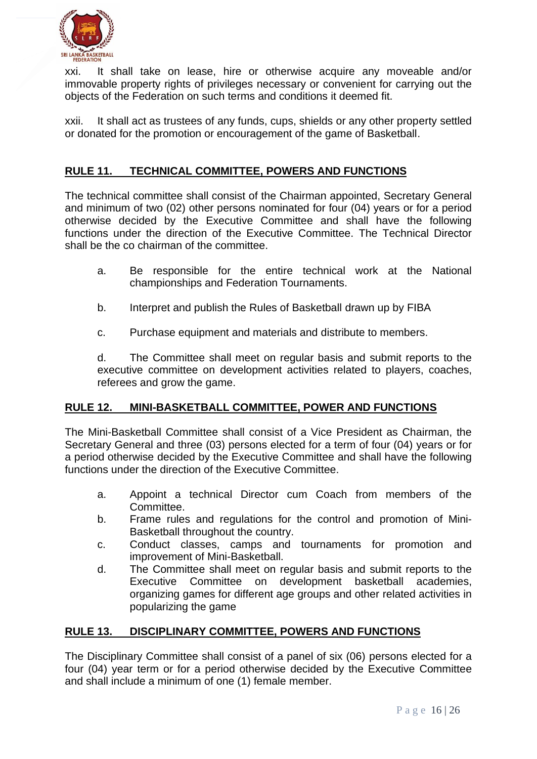xxi. It shall take on lease, hire or otherwise acquire any moveable and/or immovable property rights of privileges necessary or convenient for carrying out the objects of the Federation on such terms and conditions it deemed fit.

xxii. It shall act as trustees of any funds, cups, shields or any other property settled or donated for the promotion or encouragement of the game of Basketball.

## RULE 11. TECHNICAL COMMITTEE, POWERS AND FUNCTIONS

The technical committee shall consist of the Chairman appointed, Secretary General and minimum of two (02) other persons nominated for four (04) years or for a period otherwise decided by the Executive Committee and shall have the following functions under the direction of the Executive Committee. The Technical Director shall be the co chairman of the committee.

a. Be responsible for the entire technical work at the National championships and Federation Tournaments.

b. Interpret and publish the Rules of Basketball drawn up by FIBA

c. Purchase equipment and materials and distribute to members.

d. The Committee shall meet on regular basis and submit reports to the executive committee on development activities related to players, coaches, referees and grow the game.

## RULE 12. MINI-BASKETBALL COMMITTEE, POWER AND FUNCTIONS

The Mini-Basketball Committee shall consist of a Vice President as Chairman, the Secretary General and three (03) persons elected for a term of four (04) years or for a period otherwise decided by the Executive Committee and shall have the following functions under the direction of the Executive Committee.

a. Appoint a technical Director cum Coach from members of the Committee.
b. Frame rules and regulations for the control and promotion of Mini-Basketball throughout the country.
c. Conduct classes, camps and tournaments for promotion and improvement of Mini-Basketball.
d. The Committee shall meet on regular basis and submit reports to the Executive Committee on development basketball academies, organizing games for different age groups and other related activities in popularizing the game

## RULE 13. DISCIPLINARY COMMITTEE, POWERS AND FUNCTIONS

The Disciplinary Committee shall consist of a panel of six (06) persons elected for a four (04) year term or for a period otherwise decided by the Executive Committee and shall include a minimum of one (1) female member.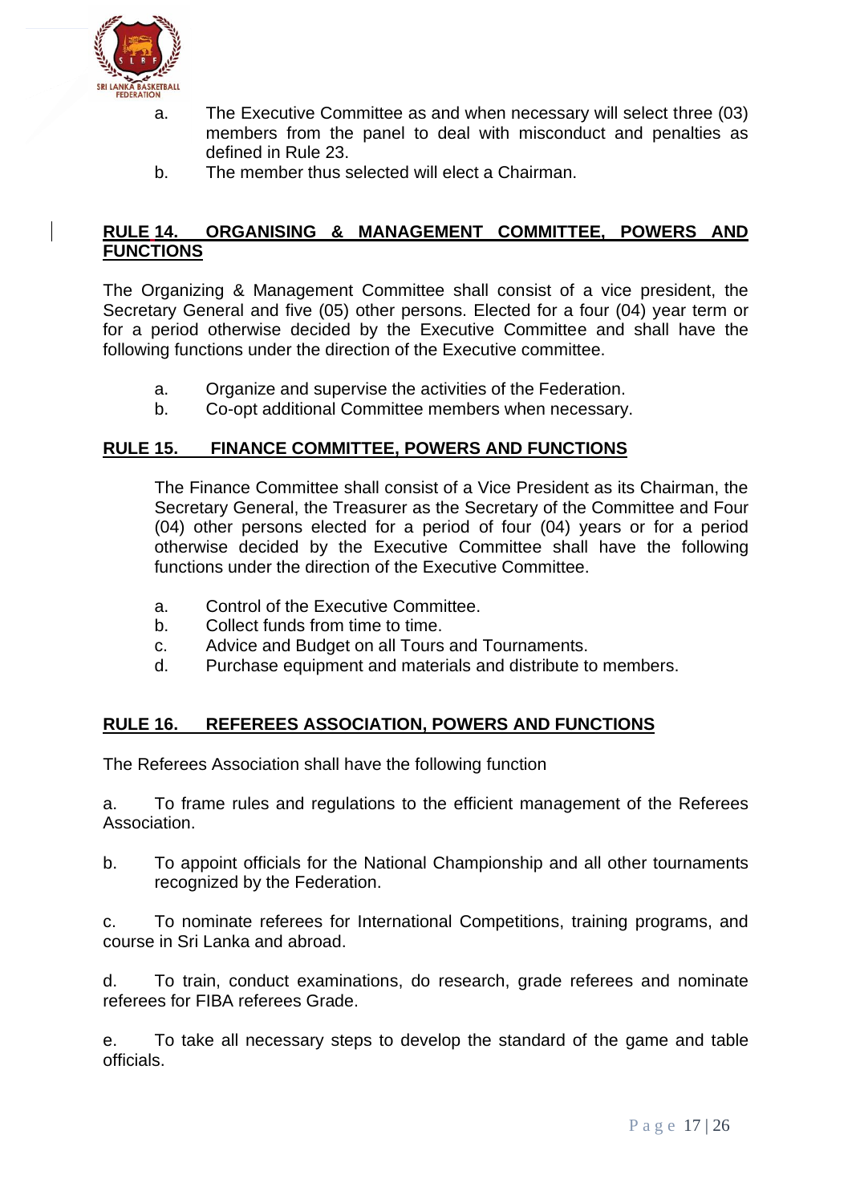a. The Executive Committee as and when necessary will select three (03) members from the panel to deal with misconduct and penalties as defined in Rule 23.

b. The member thus selected will elect a Chairman.

## RULE 14. ORGANISING & MANAGEMENT COMMITTEE, POWERS AND FUNCTIONS

The Organizing & Management Committee shall consist of a vice president, the Secretary General and five (05) other persons. Elected for a four (04) year term or for a period otherwise decided by the Executive Committee and shall have the following functions under the direction of the Executive committee.

a. Organize and supervise the activities of the Federation.
b. Co-opt additional Committee members when necessary.

## RULE 15. FINANCE COMMITTEE, POWERS AND FUNCTIONS

The Finance Committee shall consist of a Vice President as its Chairman, the Secretary General, the Treasurer as the Secretary of the Committee and Four (04) other persons elected for a period of four (04) years or for a period otherwise decided by the Executive Committee shall have the following functions under the direction of the Executive Committee.

a. Control of the Executive Committee.
b. Collect funds from time to time.
c. Advice and Budget on all Tours and Tournaments.
d. Purchase equipment and materials and distribute to members.

## RULE 16. REFEREES ASSOCIATION, POWERS AND FUNCTIONS

The Referees Association shall have the following function

a. To frame rules and regulations to the efficient management of the Referees Association.

b. To appoint officials for the National Championship and all other tournaments recognized by the Federation.

c. To nominate referees for International Competitions, training programs, and course in Sri Lanka and abroad.

d. To train, conduct examinations, do research, grade referees and nominate referees for FIBA referees Grade.

e. To take all necessary steps to develop the standard of the game and table officials.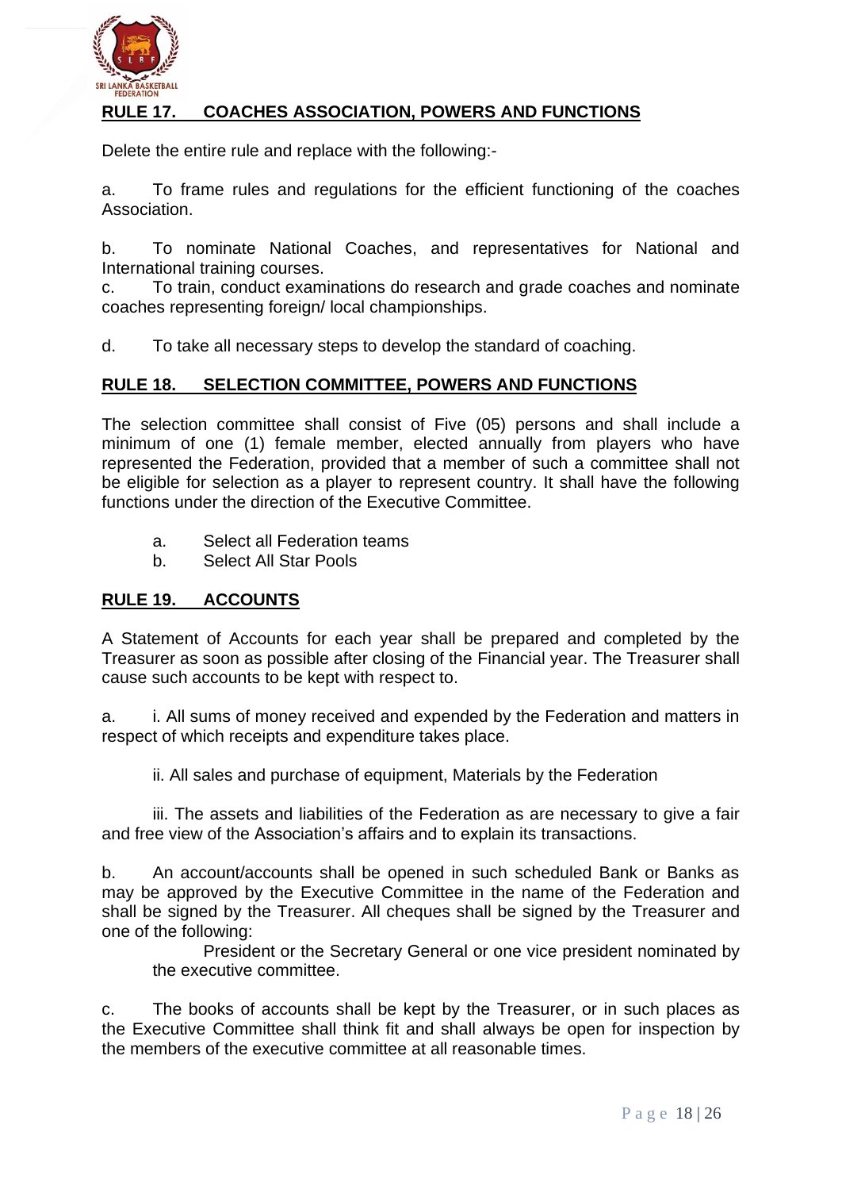## RULE 17. COACHES ASSOCIATION, POWERS AND FUNCTIONS

Delete the entire rule and replace with the following:-

a. To frame rules and regulations for the efficient functioning of the coaches Association.

b. To nominate National Coaches, and representatives for National and International training courses.

c. To train, conduct examinations do research and grade coaches and nominate coaches representing foreign/ local championships.

d. To take all necessary steps to develop the standard of coaching.

## RULE 18. SELECTION COMMITTEE, POWERS AND FUNCTIONS

The selection committee shall consist of Five (05) persons and shall include a minimum of one (1) female member, elected annually from players who have represented the Federation, provided that a member of such a committee shall not be eligible for selection as a player to represent country. It shall have the following functions under the direction of the Executive Committee.

a. Select all Federation teams
b. Select All Star Pools

## RULE 19. ACCOUNTS

A Statement of Accounts for each year shall be prepared and completed by the Treasurer as soon as possible after closing of the Financial year. The Treasurer shall cause such accounts to be kept with respect to.

a. i. All sums of money received and expended by the Federation and matters in respect of which receipts and expenditure takes place.

ii. All sales and purchase of equipment, Materials by the Federation

iii. The assets and liabilities of the Federation as are necessary to give a fair and free view of the Association's affairs and to explain its transactions.

b. An account/accounts shall be opened in such scheduled Bank or Banks as may be approved by the Executive Committee in the name of the Federation and shall be signed by the Treasurer. All cheques shall be signed by the Treasurer and one of the following:

President or the Secretary General or one vice president nominated by the executive committee.

c. The books of accounts shall be kept by the Treasurer, or in such places as the Executive Committee shall think fit and shall always be open for inspection by the members of the executive committee at all reasonable times.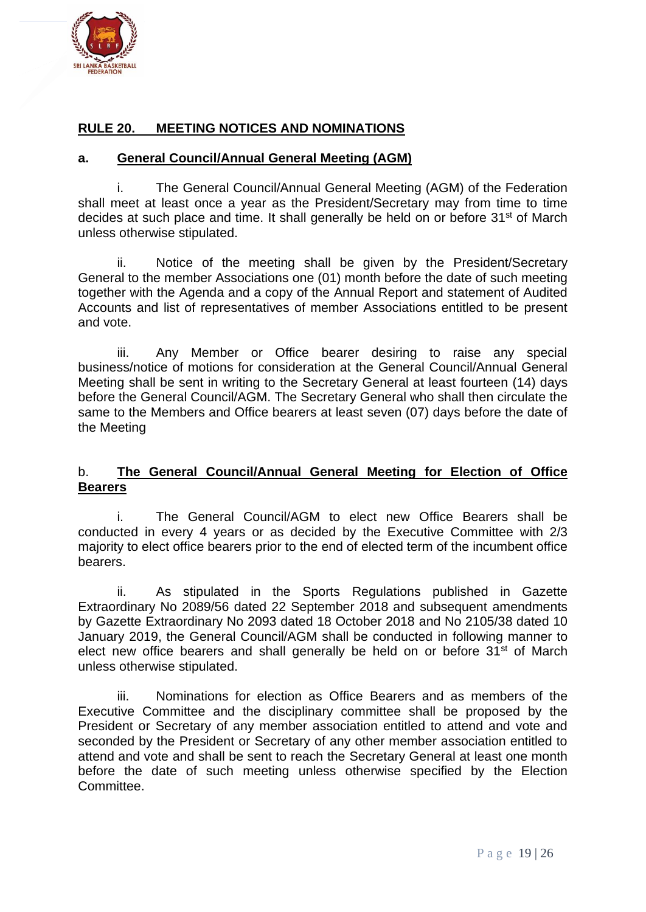## RULE 20. MEETING NOTICES AND NOMINATIONS

### a. General Council/Annual General Meeting (AGM)

i. The General Council/Annual General Meeting (AGM) of the Federation shall meet at least once a year as the President/Secretary may from time to time decides at such place and time. It shall generally be held on or before 31st of March unless otherwise stipulated.

ii. Notice of the meeting shall be given by the President/Secretary General to the member Associations one (01) month before the date of such meeting together with the Agenda and a copy of the Annual Report and statement of Audited Accounts and list of representatives of member Associations entitled to be present and vote.

iii. Any Member or Office bearer desiring to raise any special business/notice of motions for consideration at the General Council/Annual General Meeting shall be sent in writing to the Secretary General at least fourteen (14) days before the General Council/AGM. The Secretary General who shall then circulate the same to the Members and Office bearers at least seven (07) days before the date of the Meeting

### b. The General Council/Annual General Meeting for Election of Office Bearers

i. The General Council/AGM to elect new Office Bearers shall be conducted in every 4 years or as decided by the Executive Committee with 2/3 majority to elect office bearers prior to the end of elected term of the incumbent office bearers.

ii. As stipulated in the Sports Regulations published in Gazette Extraordinary No 2089/56 dated 22 September 2018 and subsequent amendments by Gazette Extraordinary No 2093 dated 18 October 2018 and No 2105/38 dated 10 January 2019, the General Council/AGM shall be conducted in following manner to elect new office bearers and shall generally be held on or before 31st of March unless otherwise stipulated.

iii. Nominations for election as Office Bearers and as members of the Executive Committee and the disciplinary committee shall be proposed by the President or Secretary of any member association entitled to attend and vote and seconded by the President or Secretary of any other member association entitled to attend and vote and shall be sent to reach the Secretary General at least one month before the date of such meeting unless otherwise specified by the Election Committee.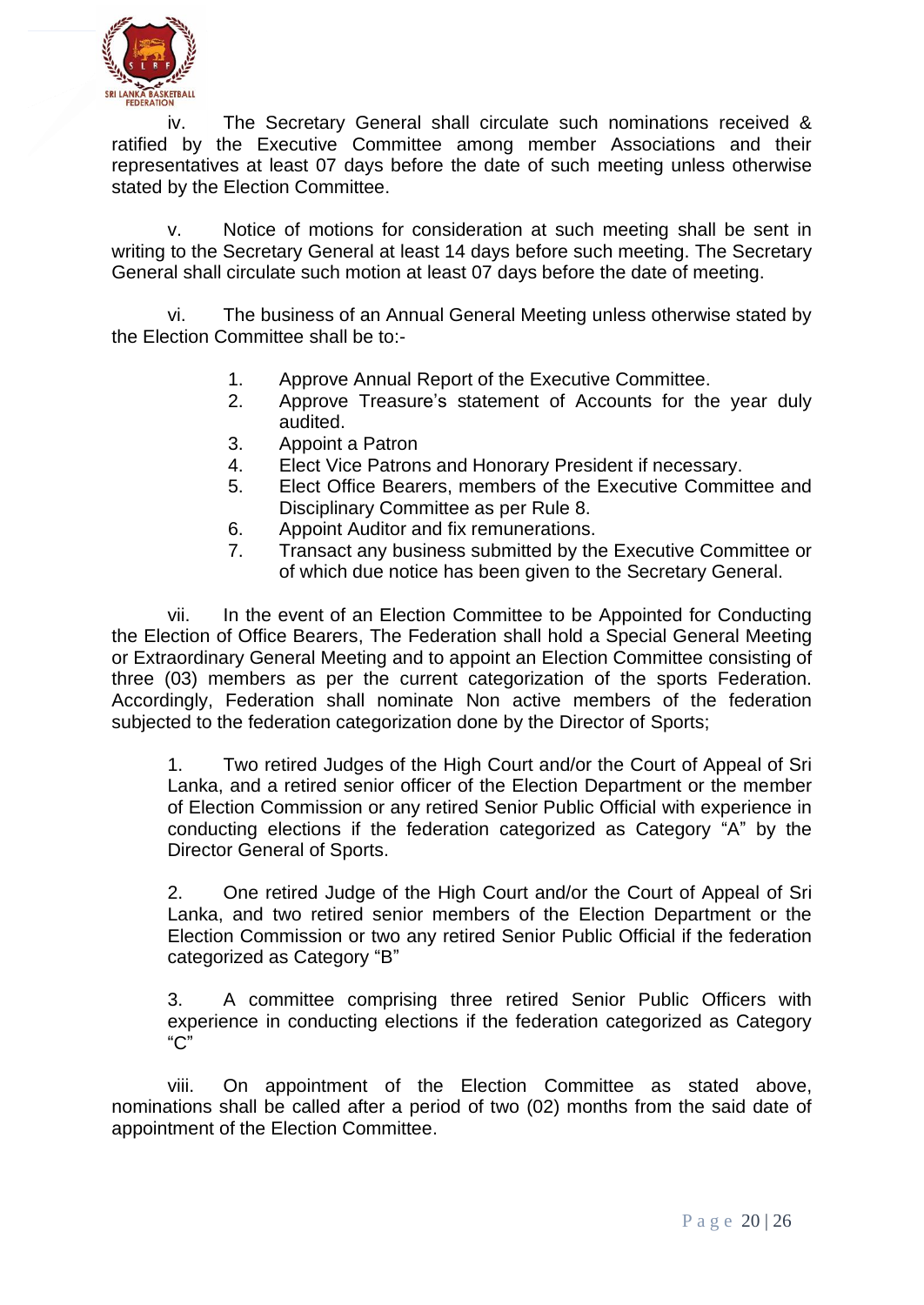iv. The Secretary General shall circulate such nominations received & ratified by the Executive Committee among member Associations and their representatives at least 07 days before the date of such meeting unless otherwise stated by the Election Committee.

v. Notice of motions for consideration at such meeting shall be sent in writing to the Secretary General at least 14 days before such meeting. The Secretary General shall circulate such motion at least 07 days before the date of meeting.

vi. The business of an Annual General Meeting unless otherwise stated by the Election Committee shall be to:-

1. Approve Annual Report of the Executive Committee.
2. Approve Treasure's statement of Accounts for the year duly audited.
3. Appoint a Patron
4. Elect Vice Patrons and Honorary President if necessary.
5. Elect Office Bearers, members of the Executive Committee and Disciplinary Committee as per Rule 8.
6. Appoint Auditor and fix remunerations.
7. Transact any business submitted by the Executive Committee or of which due notice has been given to the Secretary General.

vii. In the event of an Election Committee to be Appointed for Conducting the Election of Office Bearers, The Federation shall hold a Special General Meeting or Extraordinary General Meeting and to appoint an Election Committee consisting of three (03) members as per the current categorization of the sports Federation. Accordingly, Federation shall nominate Non active members of the federation subjected to the federation categorization done by the Director of Sports;

1. Two retired Judges of the High Court and/or the Court of Appeal of Sri Lanka, and a retired senior officer of the Election Department or the member of Election Commission or any retired Senior Public Official with experience in conducting elections if the federation categorized as Category "A" by the Director General of Sports.

2. One retired Judge of the High Court and/or the Court of Appeal of Sri Lanka, and two retired senior members of the Election Department or the Election Commission or two any retired Senior Public Official if the federation categorized as Category "B"

3. A committee comprising three retired Senior Public Officers with experience in conducting elections if the federation categorized as Category "C"

viii. On appointment of the Election Committee as stated above, nominations shall be called after a period of two (02) months from the said date of appointment of the Election Committee.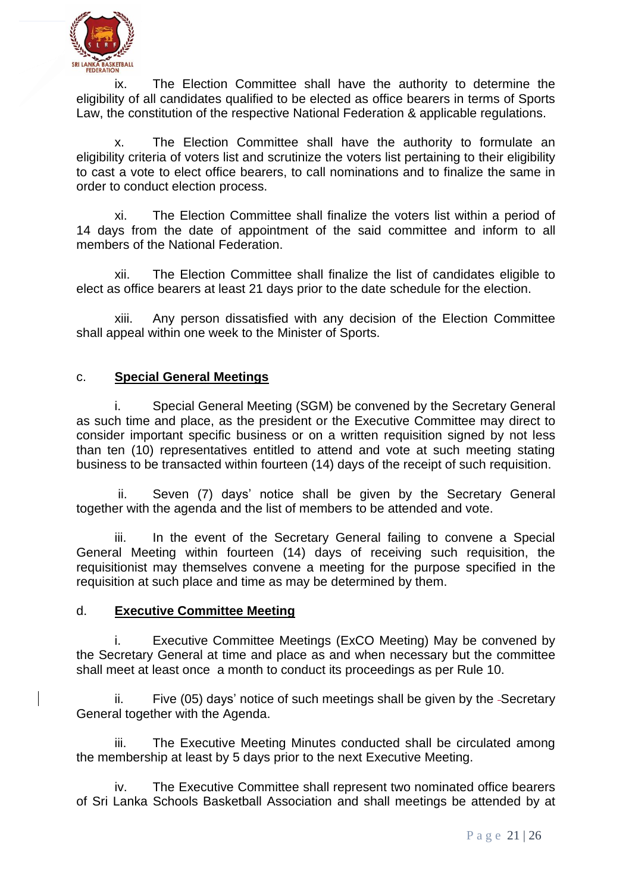ix. The Election Committee shall have the authority to determine the eligibility of all candidates qualified to be elected as office bearers in terms of Sports Law, the constitution of the respective National Federation & applicable regulations.

x. The Election Committee shall have the authority to formulate an eligibility criteria of voters list and scrutinize the voters list pertaining to their eligibility to cast a vote to elect office bearers, to call nominations and to finalize the same in order to conduct election process.

xi. The Election Committee shall finalize the voters list within a period of 14 days from the date of appointment of the said committee and inform to all members of the National Federation.

xii. The Election Committee shall finalize the list of candidates eligible to elect as office bearers at least 21 days prior to the date schedule for the election.

xiii. Any person dissatisfied with any decision of the Election Committee shall appeal within one week to the Minister of Sports.

c. **Special General Meetings**

i. Special General Meeting (SGM) be convened by the Secretary General as such time and place, as the president or the Executive Committee may direct to consider important specific business or on a written requisition signed by not less than ten (10) representatives entitled to attend and vote at such meeting stating business to be transacted within fourteen (14) days of the receipt of such requisition.

ii. Seven (7) days' notice shall be given by the Secretary General together with the agenda and the list of members to be attended and vote.

iii. In the event of the Secretary General failing to convene a Special General Meeting within fourteen (14) days of receiving such requisition, the requisitionist may themselves convene a meeting for the purpose specified in the requisition at such place and time as may be determined by them.

d. **Executive Committee Meeting**

i. Executive Committee Meetings (ExCO Meeting) May be convened by the Secretary General at time and place as and when necessary but the committee shall meet at least once a month to conduct its proceedings as per Rule 10.

ii. Five (05) days' notice of such meetings shall be given by the Secretary General together with the Agenda.

iii. The Executive Meeting Minutes conducted shall be circulated among the membership at least by 5 days prior to the next Executive Meeting.

iv. The Executive Committee shall represent two nominated office bearers of Sri Lanka Schools Basketball Association and shall meetings be attended by at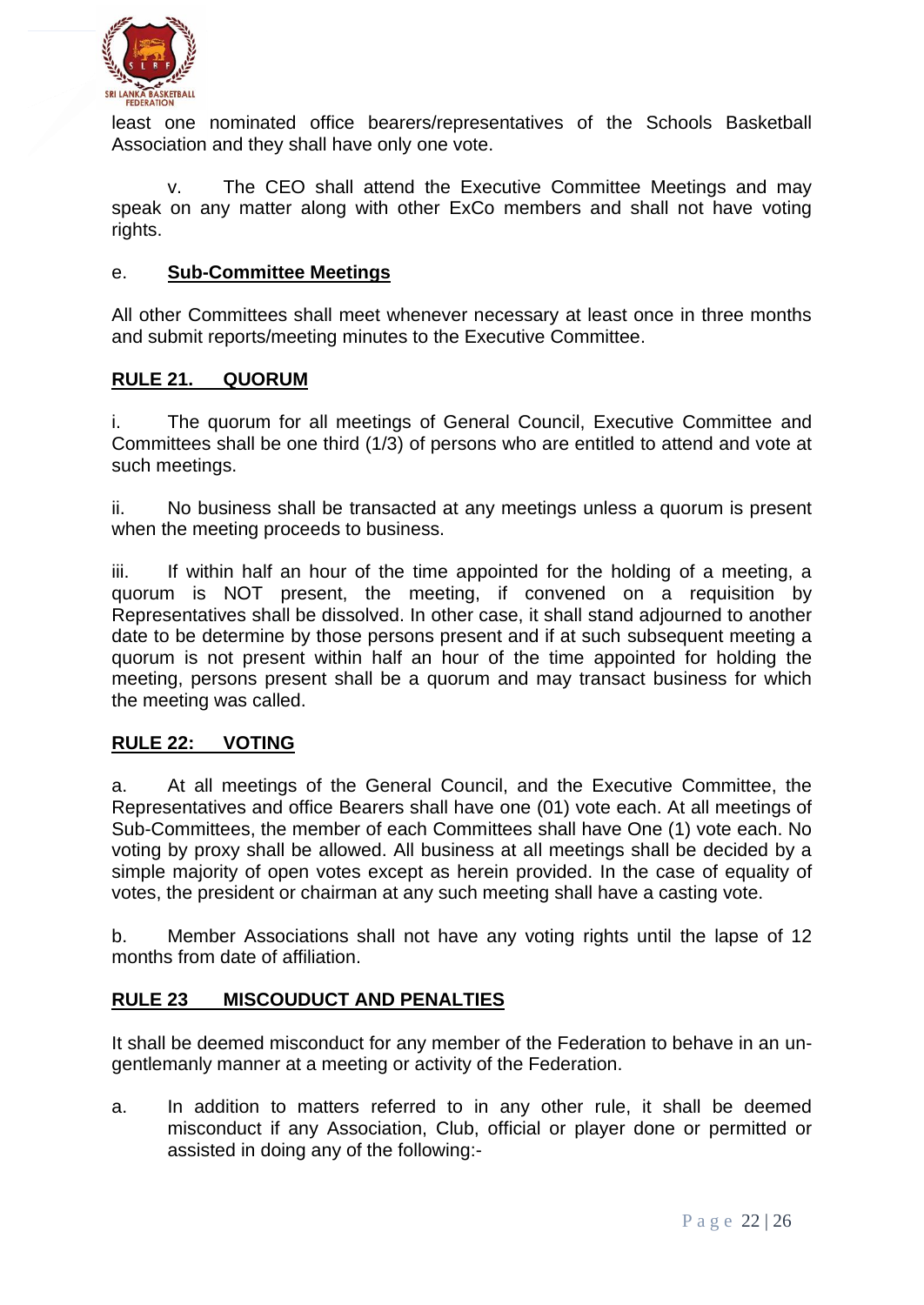least one nominated office bearers/representatives of the Schools Basketball Association and they shall have only one vote.

v. The CEO shall attend the Executive Committee Meetings and may speak on any matter along with other ExCo members and shall not have voting rights.

e. **Sub-Committee Meetings**

All other Committees shall meet whenever necessary at least once in three months and submit reports/meeting minutes to the Executive Committee.

## RULE 21. QUORUM

i. The quorum for all meetings of General Council, Executive Committee and Committees shall be one third (1/3) of persons who are entitled to attend and vote at such meetings.

ii. No business shall be transacted at any meetings unless a quorum is present when the meeting proceeds to business.

iii. If within half an hour of the time appointed for the holding of a meeting, a quorum is NOT present, the meeting, if convened on a requisition by Representatives shall be dissolved. In other case, it shall stand adjourned to another date to be determine by those persons present and if at such subsequent meeting a quorum is not present within half an hour of the time appointed for holding the meeting, persons present shall be a quorum and may transact business for which the meeting was called.

## RULE 22: VOTING

a. At all meetings of the General Council, and the Executive Committee, the Representatives and office Bearers shall have one (01) vote each. At all meetings of Sub-Committees, the member of each Committees shall have One (1) vote each. No voting by proxy shall be allowed. All business at all meetings shall be decided by a simple majority of open votes except as herein provided. In the case of equality of votes, the president or chairman at any such meeting shall have a casting vote.

b. Member Associations shall not have any voting rights until the lapse of 12 months from date of affiliation.

## RULE 23 MISCOUDUCT AND PENALTIES

It shall be deemed misconduct for any member of the Federation to behave in an un-gentlemanly manner at a meeting or activity of the Federation.

a. In addition to matters referred to in any other rule, it shall be deemed misconduct if any Association, Club, official or player done or permitted or assisted in doing any of the following:-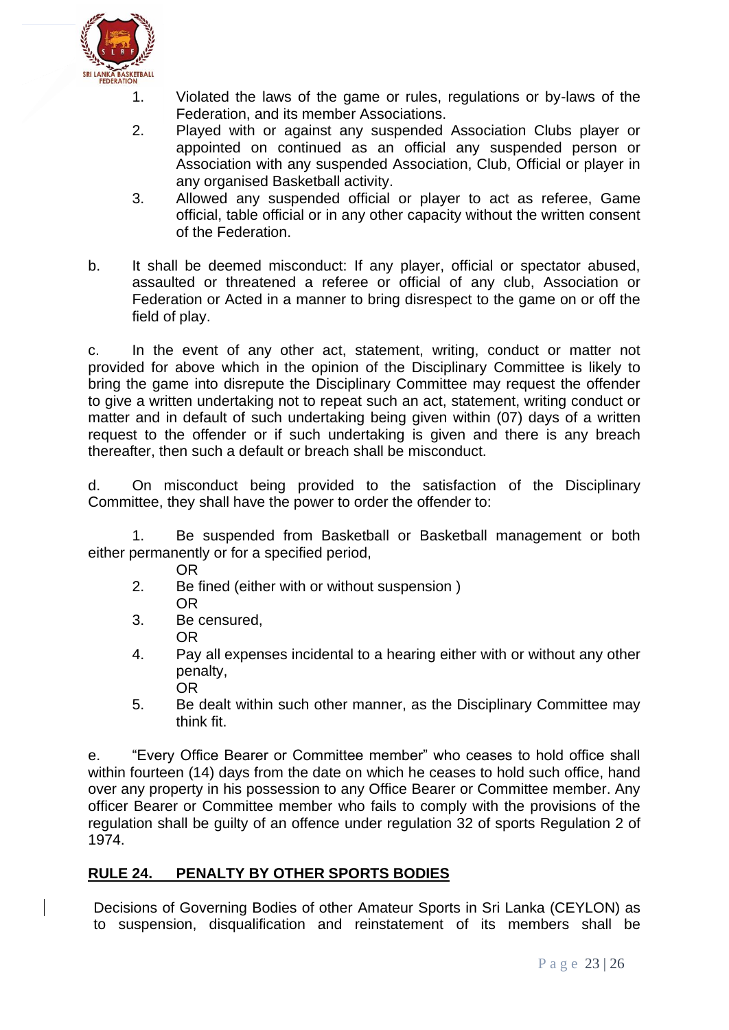1. Violated the laws of the game or rules, regulations or by-laws of the Federation, and its member Associations.
2. Played with or against any suspended Association Clubs player or appointed on continued as an official any suspended person or Association with any suspended Association, Club, Official or player in any organised Basketball activity.
3. Allowed any suspended official or player to act as referee, Game official, table official or in any other capacity without the written consent of the Federation.

b. It shall be deemed misconduct: If any player, official or spectator abused, assaulted or threatened a referee or official of any club, Association or Federation or Acted in a manner to bring disrespect to the game on or off the field of play.

c. In the event of any other act, statement, writing, conduct or matter not provided for above which in the opinion of the Disciplinary Committee is likely to bring the game into disrepute the Disciplinary Committee may request the offender to give a written undertaking not to repeat such an act, statement, writing conduct or matter and in default of such undertaking being given within (07) days of a written request to the offender or if such undertaking is given and there is any breach thereafter, then such a default or breach shall be misconduct.

d. On misconduct being provided to the satisfaction of the Disciplinary Committee, they shall have the power to order the offender to:

1. Be suspended from Basketball or Basketball management or both either permanently or for a specified period,
   OR
2. Be fined (either with or without suspension )
   OR
3. Be censured,
   OR
4. Pay all expenses incidental to a hearing either with or without any other penalty,
   OR
5. Be dealt within such other manner, as the Disciplinary Committee may think fit.

e. "Every Office Bearer or Committee member" who ceases to hold office shall within fourteen (14) days from the date on which he ceases to hold such office, hand over any property in his possession to any Office Bearer or Committee member. Any officer Bearer or Committee member who fails to comply with the provisions of the regulation shall be guilty of an offence under regulation 32 of sports Regulation 2 of 1974.

## RULE 24. PENALTY BY OTHER SPORTS BODIES

Decisions of Governing Bodies of other Amateur Sports in Sri Lanka (CEYLON) as to suspension, disqualification and reinstatement of its members shall be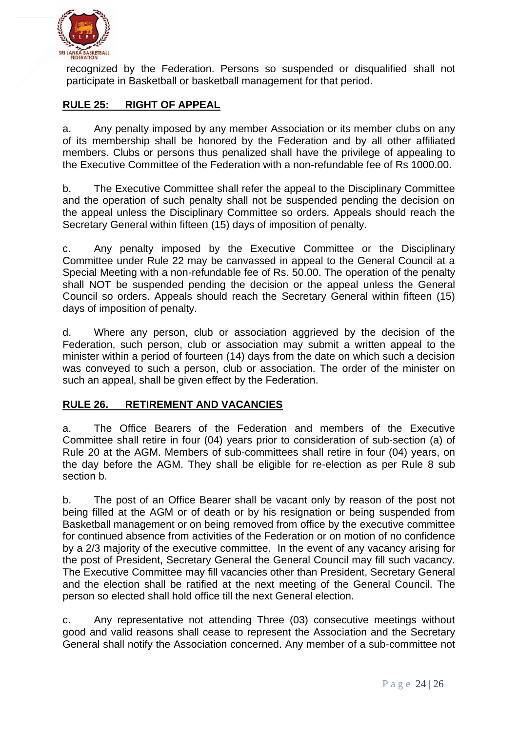recognized by the Federation. Persons so suspended or disqualified shall not participate in Basketball or basketball management for that period.

## RULE 25: RIGHT OF APPEAL

a. Any penalty imposed by any member Association or its member clubs on any of its membership shall be honored by the Federation and by all other affiliated members. Clubs or persons thus penalized shall have the privilege of appealing to the Executive Committee of the Federation with a non-refundable fee of Rs 1000.00.

b. The Executive Committee shall refer the appeal to the Disciplinary Committee and the operation of such penalty shall not be suspended pending the decision on the appeal unless the Disciplinary Committee so orders. Appeals should reach the Secretary General within fifteen (15) days of imposition of penalty.

c. Any penalty imposed by the Executive Committee or the Disciplinary Committee under Rule 22 may be canvassed in appeal to the General Council at a Special Meeting with a non-refundable fee of Rs. 50.00. The operation of the penalty shall NOT be suspended pending the decision or the appeal unless the General Council so orders. Appeals should reach the Secretary General within fifteen (15) days of imposition of penalty.

d. Where any person, club or association aggrieved by the decision of the Federation, such person, club or association may submit a written appeal to the minister within a period of fourteen (14) days from the date on which such a decision was conveyed to such a person, club or association. The order of the minister on such an appeal, shall be given effect by the Federation.

## RULE 26. RETIREMENT AND VACANCIES

a. The Office Bearers of the Federation and members of the Executive Committee shall retire in four (04) years prior to consideration of sub-section (a) of Rule 20 at the AGM. Members of sub-committees shall retire in four (04) years, on the day before the AGM. They shall be eligible for re-election as per Rule 8 sub section b.

b. The post of an Office Bearer shall be vacant only by reason of the post not being filled at the AGM or of death or by his resignation or being suspended from Basketball management or on being removed from office by the executive committee for continued absence from activities of the Federation or on motion of no confidence by a 2/3 majority of the executive committee. In the event of any vacancy arising for the post of President, Secretary General the General Council may fill such vacancy. The Executive Committee may fill vacancies other than President, Secretary General and the election shall be ratified at the next meeting of the General Council. The person so elected shall hold office till the next General election.

c. Any representative not attending Three (03) consecutive meetings without good and valid reasons shall cease to represent the Association and the Secretary General shall notify the Association concerned. Any member of a sub-committee not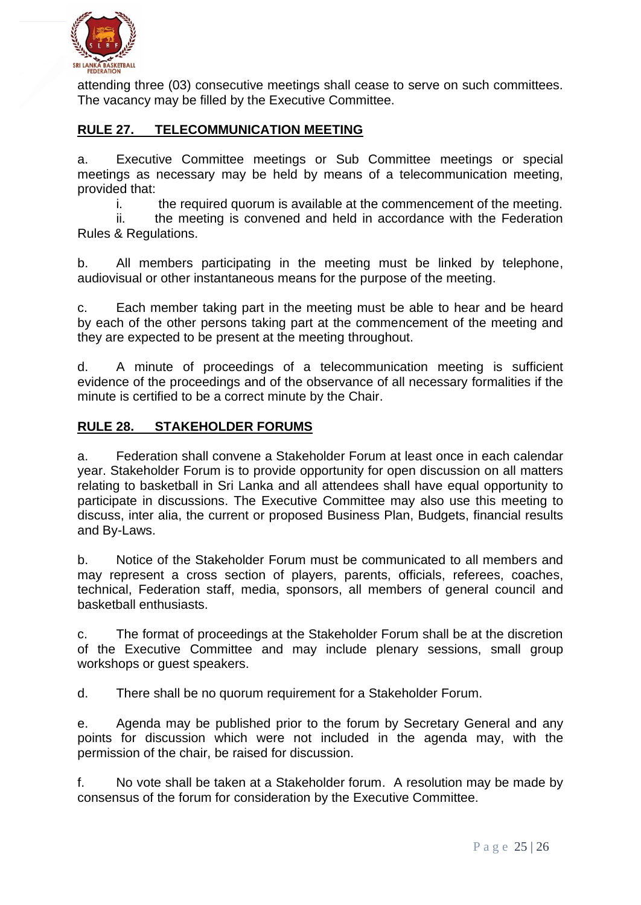attending three (03) consecutive meetings shall cease to serve on such committees. The vacancy may be filled by the Executive Committee.

## RULE 27. TELECOMMUNICATION MEETING

a. Executive Committee meetings or Sub Committee meetings or special meetings as necessary may be held by means of a telecommunication meeting, provided that:

i. the required quorum is available at the commencement of the meeting.

ii. the meeting is convened and held in accordance with the Federation Rules & Regulations.

b. All members participating in the meeting must be linked by telephone, audiovisual or other instantaneous means for the purpose of the meeting.

c. Each member taking part in the meeting must be able to hear and be heard by each of the other persons taking part at the commencement of the meeting and they are expected to be present at the meeting throughout.

d. A minute of proceedings of a telecommunication meeting is sufficient evidence of the proceedings and of the observance of all necessary formalities if the minute is certified to be a correct minute by the Chair.

## RULE 28. STAKEHOLDER FORUMS

a. Federation shall convene a Stakeholder Forum at least once in each calendar year. Stakeholder Forum is to provide opportunity for open discussion on all matters relating to basketball in Sri Lanka and all attendees shall have equal opportunity to participate in discussions. The Executive Committee may also use this meeting to discuss, inter alia, the current or proposed Business Plan, Budgets, financial results and By-Laws.

b. Notice of the Stakeholder Forum must be communicated to all members and may represent a cross section of players, parents, officials, referees, coaches, technical, Federation staff, media, sponsors, all members of general council and basketball enthusiasts.

c. The format of proceedings at the Stakeholder Forum shall be at the discretion of the Executive Committee and may include plenary sessions, small group workshops or guest speakers.

d. There shall be no quorum requirement for a Stakeholder Forum.

e. Agenda may be published prior to the forum by Secretary General and any points for discussion which were not included in the agenda may, with the permission of the chair, be raised for discussion.

f. No vote shall be taken at a Stakeholder forum. A resolution may be made by consensus of the forum for consideration by the Executive Committee.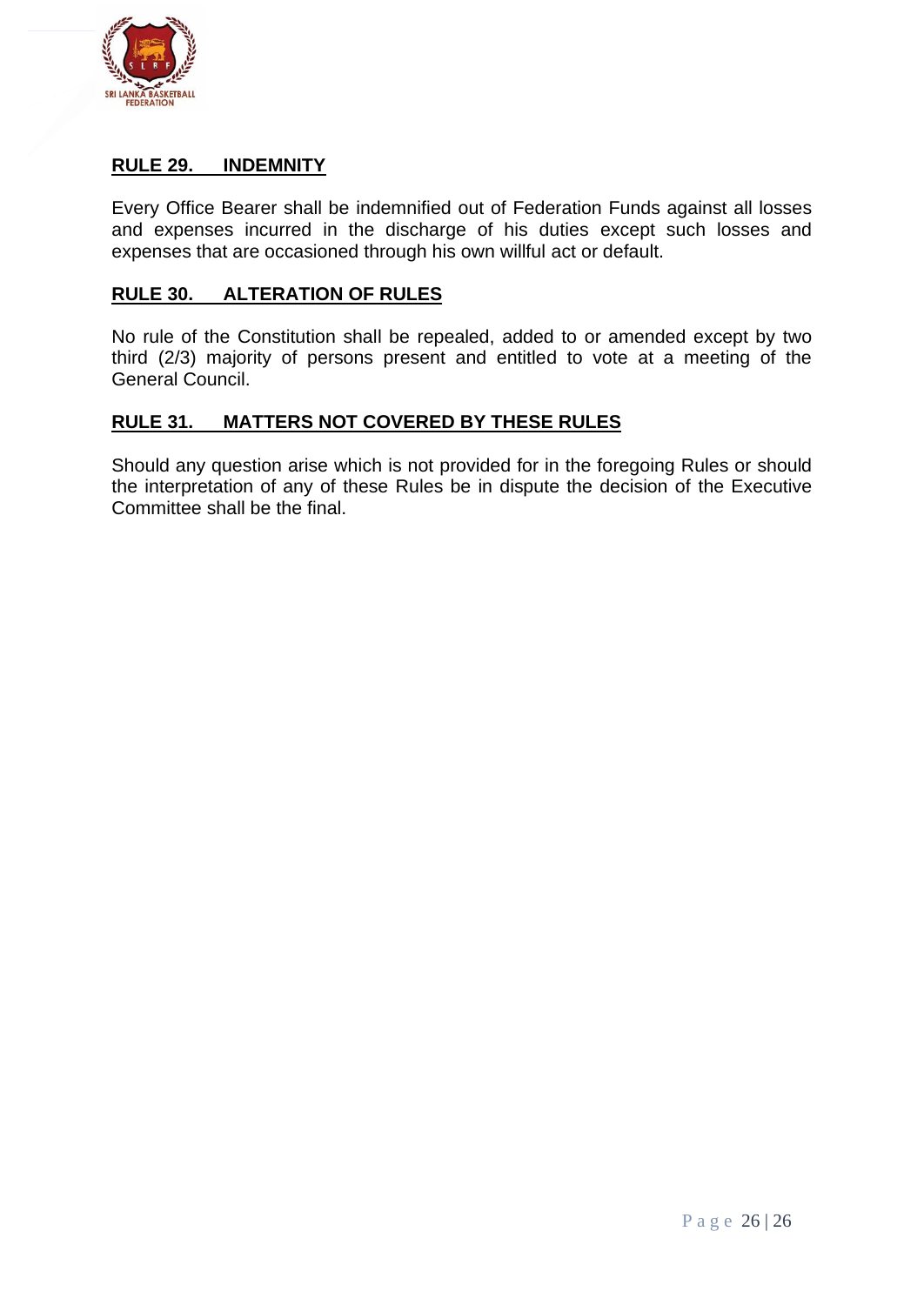## RULE 29. INDEMNITY

Every Office Bearer shall be indemnified out of Federation Funds against all losses and expenses incurred in the discharge of his duties except such losses and expenses that are occasioned through his own willful act or default.

## RULE 30. ALTERATION OF RULES

No rule of the Constitution shall be repealed, added to or amended except by two third (2/3) majority of persons present and entitled to vote at a meeting of the General Council.

## RULE 31. MATTERS NOT COVERED BY THESE RULES

Should any question arise which is not provided for in the foregoing Rules or should the interpretation of any of these Rules be in dispute the decision of the Executive Committee shall be the final.